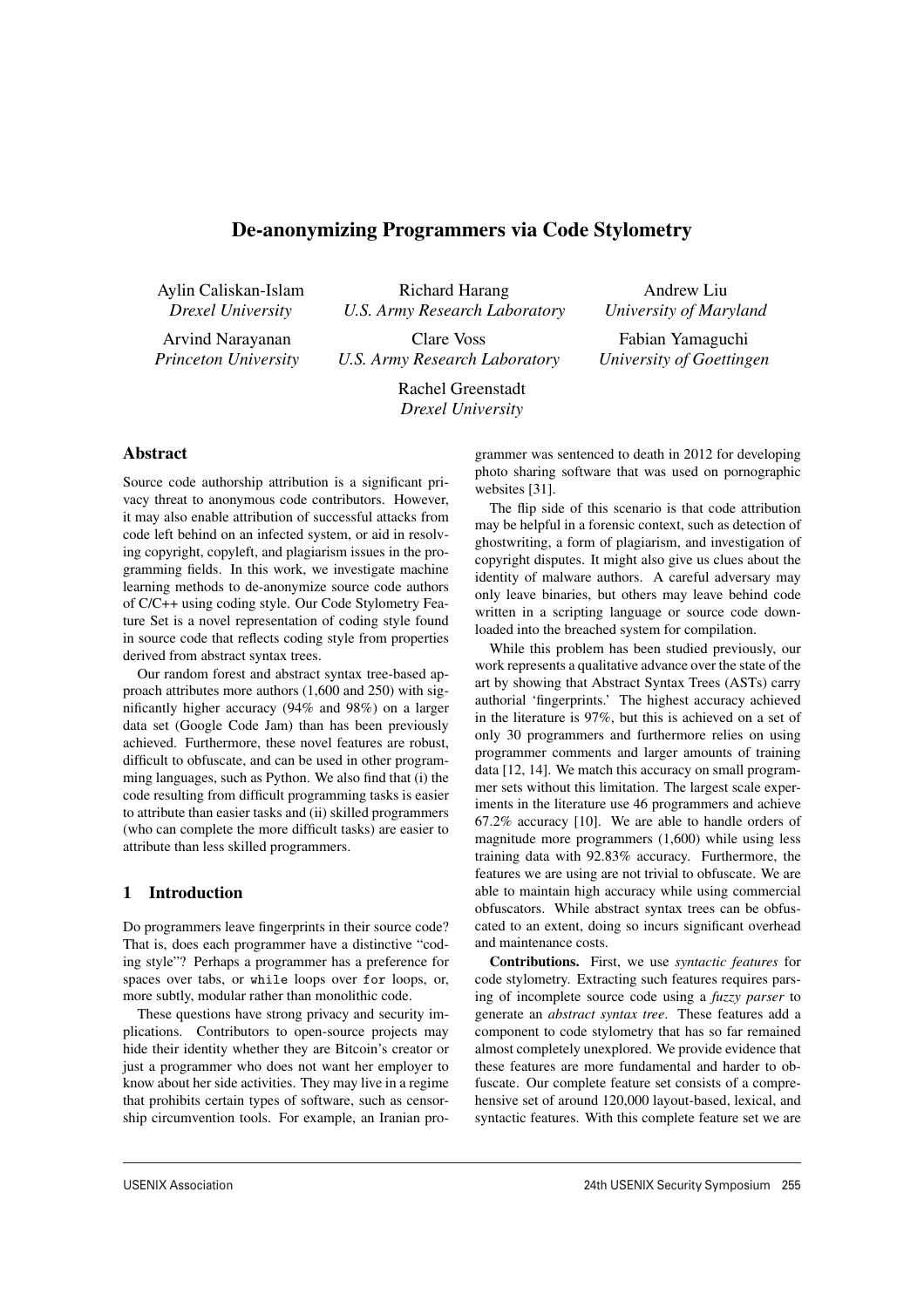# De-anonymizing Programmers via Code Stylometry

Aylin Caliskan-Islam
*Drexel University*

Richard Harang
*U.S. Army Research Laboratory*

Andrew Liu
*University of Maryland*

Arvind Narayanan
*Princeton University*

Clare Voss
*U.S. Army Research Laboratory*

Fabian Yamaguchi
*University of Goettingen*

Rachel Greenstadt
*Drexel University*

## Abstract

Source code authorship attribution is a significant privacy threat to anonymous code contributors. However, it may also enable attribution of successful attacks from code left behind on an infected system, or aid in resolving copyright, copyleft, and plagiarism issues in the programming fields. In this work, we investigate machine learning methods to de-anonymize source code authors of C/C++ using coding style. Our Code Stylometry Feature Set is a novel representation of coding style found in source code that reflects coding style from properties derived from abstract syntax trees.

Our random forest and abstract syntax tree-based approach attributes more authors (1,600 and 250) with significantly higher accuracy (94% and 98%) on a larger data set (Google Code Jam) than has been previously achieved. Furthermore, these novel features are robust, difficult to obfuscate, and can be used in other programming languages, such as Python. We also find that (i) the code resulting from difficult programming tasks is easier to attribute than easier tasks and (ii) skilled programmers (who can complete the more difficult tasks) are easier to attribute than less skilled programmers.

## 1 Introduction

Do programmers leave fingerprints in their source code? That is, does each programmer have a distinctive "coding style"? Perhaps a programmer has a preference for spaces over tabs, or `while` loops over `for` loops, or, more subtly, modular rather than monolithic code.

These questions have strong privacy and security implications. Contributors to open-source projects may hide their identity whether they are Bitcoin's creator or just a programmer who does not want her employer to know about her side activities. They may live in a regime that prohibits certain types of software, such as censorship circumvention tools. For example, an Iranian programmer was sentenced to death in 2012 for developing photo sharing software that was used on pornographic websites [31].

The flip side of this scenario is that code attribution may be helpful in a forensic context, such as detection of ghostwriting, a form of plagiarism, and investigation of copyright disputes. It might also give us clues about the identity of malware authors. A careful adversary may only leave binaries, but others may leave behind code written in a scripting language or source code downloaded into the breached system for compilation.

While this problem has been studied previously, our work represents a qualitative advance over the state of the art by showing that Abstract Syntax Trees (ASTs) carry authorial 'fingerprints.' The highest accuracy achieved in the literature is 97%, but this is achieved on a set of only 30 programmers and furthermore relies on using programmer comments and larger amounts of training data [12, 14]. We match this accuracy on small programmer sets without this limitation. The largest scale experiments in the literature use 46 programmers and achieve 67.2% accuracy [10]. We are able to handle orders of magnitude more programmers (1,600) while using less training data with 92.83% accuracy. Furthermore, the features we are using are not trivial to obfuscate. We are able to maintain high accuracy while using commercial obfuscators. While abstract syntax trees can be obfuscated to an extent, doing so incurs significant overhead and maintenance costs.

**Contributions.** First, we use *syntactic features* for code stylometry. Extracting such features requires parsing of incomplete source code using a *fuzzy parser* to generate an *abstract syntax tree*. These features add a component to code stylometry that has so far remained almost completely unexplored. We provide evidence that these features are more fundamental and harder to obfuscate. Our complete feature set consists of a comprehensive set of around 120,000 layout-based, lexical, and syntactic features. With this complete feature set we are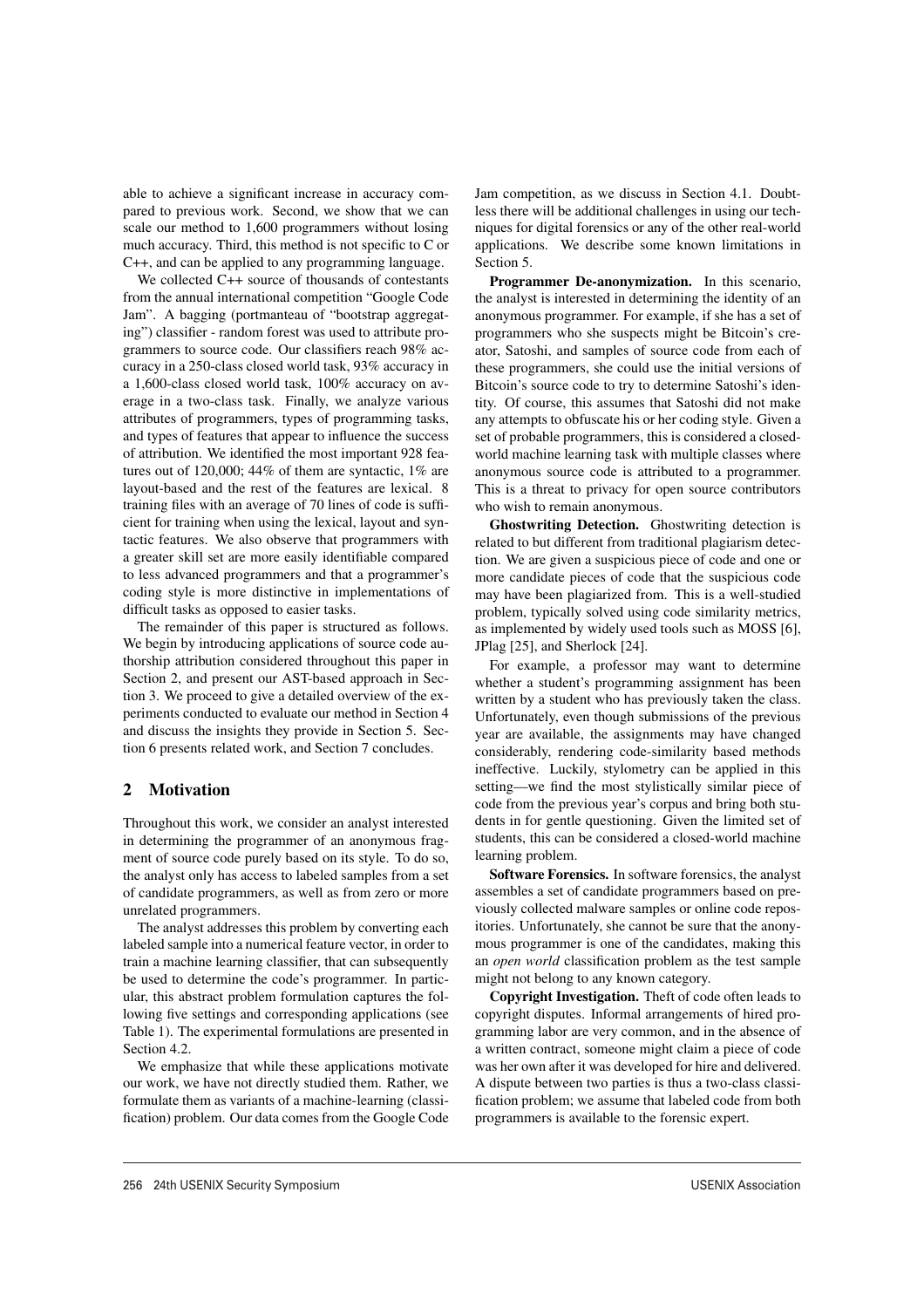able to achieve a significant increase in accuracy compared to previous work. Second, we show that we can scale our method to 1,600 programmers without losing much accuracy. Third, this method is not specific to C or C++, and can be applied to any programming language.

We collected C++ source of thousands of contestants from the annual international competition "Google Code Jam". A bagging (portmanteau of "bootstrap aggregating") classifier - random forest was used to attribute programmers to source code. Our classifiers reach 98% accuracy in a 250-class closed world task, 93% accuracy in a 1,600-class closed world task, 100% accuracy on average in a two-class task. Finally, we analyze various attributes of programmers, types of programming tasks, and types of features that appear to influence the success of attribution. We identified the most important 928 features out of 120,000; 44% of them are syntactic, 1% are layout-based and the rest of the features are lexical. 8 training files with an average of 70 lines of code is sufficient for training when using the lexical, layout and syntactic features. We also observe that programmers with a greater skill set are more easily identifiable compared to less advanced programmers and that a programmer's coding style is more distinctive in implementations of difficult tasks as opposed to easier tasks.

The remainder of this paper is structured as follows. We begin by introducing applications of source code authorship attribution considered throughout this paper in Section 2, and present our AST-based approach in Section 3. We proceed to give a detailed overview of the experiments conducted to evaluate our method in Section 4 and discuss the insights they provide in Section 5. Section 6 presents related work, and Section 7 concludes.

## 2 Motivation

Throughout this work, we consider an analyst interested in determining the programmer of an anonymous fragment of source code purely based on its style. To do so, the analyst only has access to labeled samples from a set of candidate programmers, as well as from zero or more unrelated programmers.

The analyst addresses this problem by converting each labeled sample into a numerical feature vector, in order to train a machine learning classifier, that can subsequently be used to determine the code's programmer. In particular, this abstract problem formulation captures the following five settings and corresponding applications (see Table 1). The experimental formulations are presented in Section 4.2.

We emphasize that while these applications motivate our work, we have not directly studied them. Rather, we formulate them as variants of a machine-learning (classification) problem. Our data comes from the Google Code Jam competition, as we discuss in Section 4.1. Doubtless there will be additional challenges in using our techniques for digital forensics or any of the other real-world applications. We describe some known limitations in Section 5.

**Programmer De-anonymization.** In this scenario, the analyst is interested in determining the identity of an anonymous programmer. For example, if she has a set of programmers who she suspects might be Bitcoin's creator, Satoshi, and samples of source code from each of these programmers, she could use the initial versions of Bitcoin's source code to try to determine Satoshi's identity. Of course, this assumes that Satoshi did not make any attempts to obfuscate his or her coding style. Given a set of probable programmers, this is considered a closed-world machine learning task with multiple classes where anonymous source code is attributed to a programmer. This is a threat to privacy for open source contributors who wish to remain anonymous.

**Ghostwriting Detection.** Ghostwriting detection is related to but different from traditional plagiarism detection. We are given a suspicious piece of code and one or more candidate pieces of code that the suspicious code may have been plagiarized from. This is a well-studied problem, typically solved using code similarity metrics, as implemented by widely used tools such as MOSS [6], JPlag [25], and Sherlock [24].

For example, a professor may want to determine whether a student's programming assignment has been written by a student who has previously taken the class. Unfortunately, even though submissions of the previous year are available, the assignments may have changed considerably, rendering code-similarity based methods ineffective. Luckily, stylometry can be applied in this setting—we find the most stylistically similar piece of code from the previous year's corpus and bring both students in for gentle questioning. Given the limited set of students, this can be considered a closed-world machine learning problem.

**Software Forensics.** In software forensics, the analyst assembles a set of candidate programmers based on previously collected malware samples or online code repositories. Unfortunately, she cannot be sure that the anonymous programmer is one of the candidates, making this an *open world* classification problem as the test sample might not belong to any known category.

**Copyright Investigation.** Theft of code often leads to copyright disputes. Informal arrangements of hired programming labor are very common, and in the absence of a written contract, someone might claim a piece of code was her own after it was developed for hire and delivered. A dispute between two parties is thus a two-class classification problem; we assume that labeled code from both programmers is available to the forensic expert.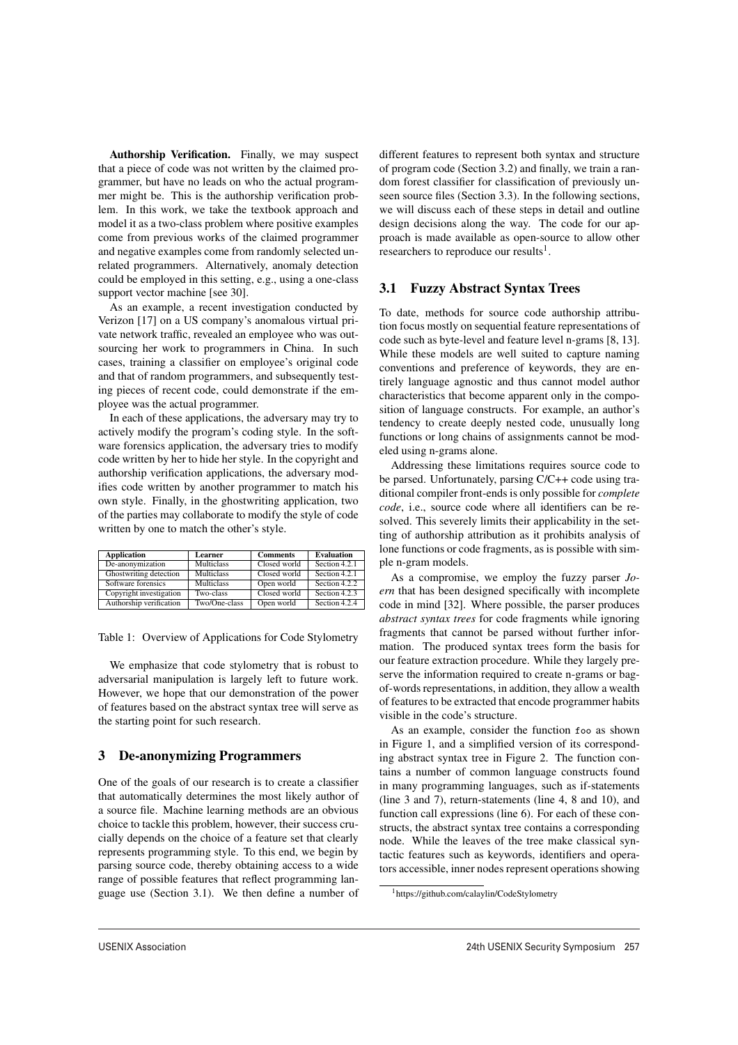**Authorship Verification.** Finally, we may suspect that a piece of code was not written by the claimed programmer, but have no leads on who the actual programmer might be. This is the authorship verification problem. In this work, we take the textbook approach and model it as a two-class problem where positive examples come from previous works of the claimed programmer and negative examples come from randomly selected unrelated programmers. Alternatively, anomaly detection could be employed in this setting, e.g., using a one-class support vector machine [see 30].

As an example, a recent investigation conducted by Verizon [17] on a US company's anomalous virtual private network traffic, revealed an employee who was outsourcing her work to programmers in China. In such cases, training a classifier on employee's original code and that of random programmers, and subsequently testing pieces of recent code, could demonstrate if the employee was the actual programmer.

In each of these applications, the adversary may try to actively modify the program's coding style. In the software forensics application, the adversary tries to modify code written by her to hide her style. In the copyright and authorship verification applications, the adversary modifies code written by another programmer to match his own style. Finally, in the ghostwriting application, two of the parties may collaborate to modify the style of code written by one to match the other's style.

| Application | Learner | Comments | Evaluation |
|---|---|---|---|
| De-anonymization | Multiclass | Closed world | Section 4.2.1 |
| Ghostwriting detection | Multiclass | Closed world | Section 4.2.1 |
| Software forensics | Multiclass | Open world | Section 4.2.2 |
| Copyright investigation | Two-class | Closed world | Section 4.2.3 |
| Authorship verification | Two/One-class | Open world | Section 4.2.4 |

Table 1: Overview of Applications for Code Stylometry

We emphasize that code stylometry that is robust to adversarial manipulation is largely left to future work. However, we hope that our demonstration of the power of features based on the abstract syntax tree will serve as the starting point for such research.

## 3 De-anonymizing Programmers

One of the goals of our research is to create a classifier that automatically determines the most likely author of a source file. Machine learning methods are an obvious choice to tackle this problem, however, their success crucially depends on the choice of a feature set that clearly represents programming style. To this end, we begin by parsing source code, thereby obtaining access to a wide range of possible features that reflect programming language use (Section 3.1). We then define a number of different features to represent both syntax and structure of program code (Section 3.2) and finally, we train a random forest classifier for classification of previously unseen source files (Section 3.3). In the following sections, we will discuss each of these steps in detail and outline design decisions along the way. The code for our approach is made available as open-source to allow other researchers to reproduce our results[1].

### 3.1 Fuzzy Abstract Syntax Trees

To date, methods for source code authorship attribution focus mostly on sequential feature representations of code such as byte-level and feature level n-grams [8, 13]. While these models are well suited to capture naming conventions and preference of keywords, they are entirely language agnostic and thus cannot model author characteristics that become apparent only in the composition of language constructs. For example, an author's tendency to create deeply nested code, unusually long functions or long chains of assignments cannot be modeled using n-grams alone.

Addressing these limitations requires source code to be parsed. Unfortunately, parsing C/C++ code using traditional compiler front-ends is only possible for *complete code*, i.e., source code where all identifiers can be resolved. This severely limits their applicability in the setting of authorship attribution as it prohibits analysis of lone functions or code fragments, as is possible with simple n-gram models.

As a compromise, we employ the fuzzy parser *Joern* that has been designed specifically with incomplete code in mind [32]. Where possible, the parser produces *abstract syntax trees* for code fragments while ignoring fragments that cannot be parsed without further information. The produced syntax trees form the basis for our feature extraction procedure. While they largely preserve the information required to create n-grams or bag-of-words representations, in addition, they allow a wealth of features to be extracted that encode programmer habits visible in the code's structure.

As an example, consider the function `foo` as shown in Figure 1, and a simplified version of its corresponding abstract syntax tree in Figure 2. The function contains a number of common language constructs found in many programming languages, such as if-statements (line 3 and 7), return-statements (line 4, 8 and 10), and function call expressions (line 6). For each of these constructs, the abstract syntax tree contains a corresponding node. While the leaves of the tree make classical syntactic features such as keywords, identifiers and operators accessible, inner nodes represent operations showing

[1] https://github.com/calaylin/CodeStylometry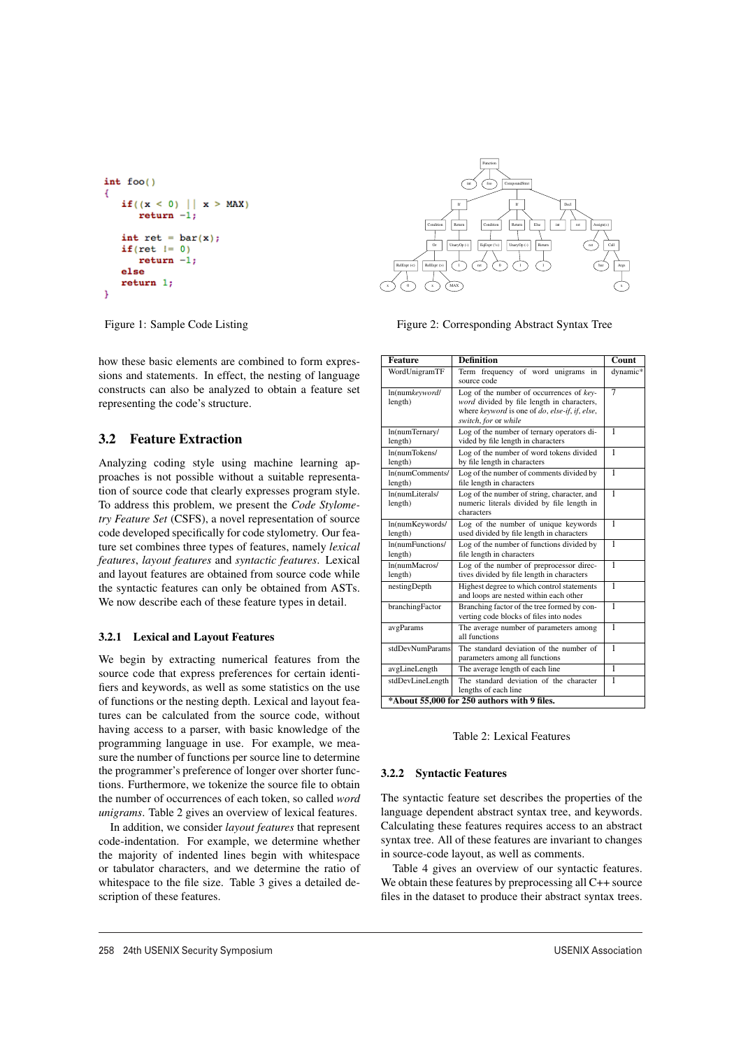```
int foo()
{
    if((x < 0) || x > MAX)
        return -1;

    int ret = bar(x);
    if(ret != 0)
        return -1;
    else
    return 1;
}
```

Figure 1: Sample Code Listing

Figure 2: Corresponding Abstract Syntax Tree

how these basic elements are combined to form expressions and statements. In effect, the nesting of language constructs can also be analyzed to obtain a feature set representing the code's structure.

## 3.2 Feature Extraction

Analyzing coding style using machine learning approaches is not possible without a suitable representation of source code that clearly expresses program style. To address this problem, we present the *Code Stylometry Feature Set* (CSFS), a novel representation of source code developed specifically for code stylometry. Our feature set combines three types of features, namely *lexical features*, *layout features* and *syntactic features*. Lexical and layout features are obtained from source code while the syntactic features can only be obtained from ASTs. We now describe each of these feature types in detail.

### 3.2.1 Lexical and Layout Features

We begin by extracting numerical features from the source code that express preferences for certain identifiers and keywords, as well as some statistics on the use of functions or the nesting depth. Lexical and layout features can be calculated from the source code, without having access to a parser, with basic knowledge of the programming language in use. For example, we measure the number of functions per source line to determine the programmer's preference of longer over shorter functions. Furthermore, we tokenize the source file to obtain the number of occurrences of each token, so called *word unigrams*. Table 2 gives an overview of lexical features.

In addition, we consider *layout features* that represent code-indentation. For example, we determine whether the majority of indented lines begin with whitespace or tabulator characters, and we determine the ratio of whitespace to the file size. Table 3 gives a detailed description of these features.

| Feature | Definition | Count |
|---|---|---|
| WordUnigramTF | Term frequency of word unigrams in source code | dynamic* |
| ln(num*keyword*/length) | Log of the number of occurrences of *keyword* divided by file length in characters, where *keyword* is one of *do*, *else-if*, *if*, *else*, *switch*, *for* or *while* | 7 |
| ln(numTernary/length) | Log of the number of ternary operators divided by file length in characters | 1 |
| ln(numTokens/length) | Log of the number of word tokens divided by file length in characters | 1 |
| ln(numComments/length) | Log of the number of comments divided by file length in characters | 1 |
| ln(numLiterals/length) | Log of the number of string, character, and numeric literals divided by file length in characters | 1 |
| ln(numKeywords/length) | Log of the number of unique keywords used divided by file length in characters | 1 |
| ln(numFunctions/length) | Log of the number of functions divided by file length in characters | 1 |
| ln(numMacros/length) | Log of the number of preprocessor directives divided by file length in characters | 1 |
| nestingDepth | Highest degree to which control statements and loops are nested within each other | 1 |
| branchingFactor | Branching factor of the tree formed by converting code blocks of files into nodes | 1 |
| avgParams | The average number of parameters among all functions | 1 |
| stdDevNumParams | The standard deviation of the number of parameters among all functions | 1 |
| avgLineLength | The average length of each line | 1 |
| stdDevLineLength | The standard deviation of the character lengths of each line | 1 |
| **\*About 55,000 for 250 authors with 9 files.** | | |

Table 2: Lexical Features

### 3.2.2 Syntactic Features

The syntactic feature set describes the properties of the language dependent abstract syntax tree, and keywords. Calculating these features requires access to an abstract syntax tree. All of these features are invariant to changes in source-code layout, as well as comments.

Table 4 gives an overview of our syntactic features. We obtain these features by preprocessing all C++ source files in the dataset to produce their abstract syntax trees.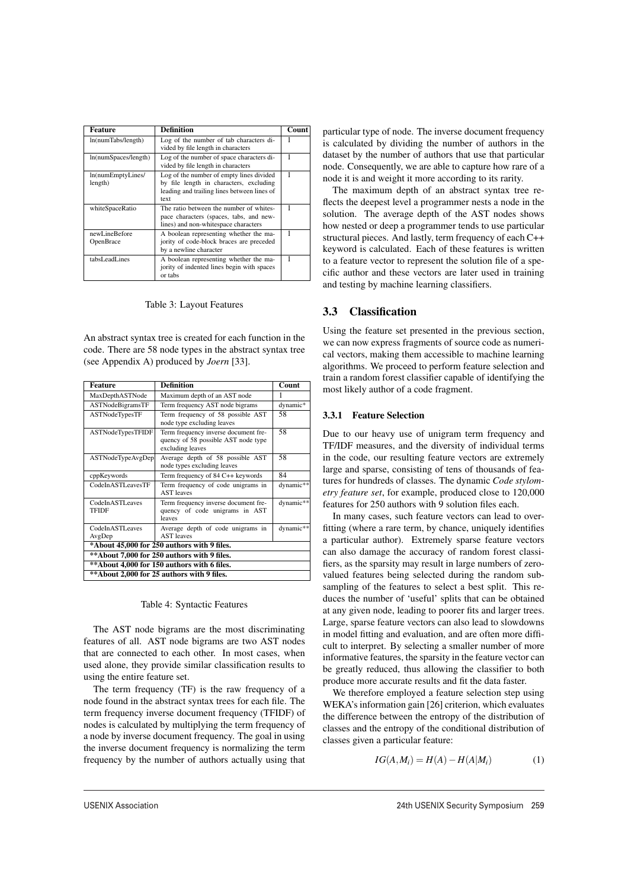| Feature | Definition | Count |
|---|---|---|
| ln(numTabs/length) | Log of the number of tab characters divided by file length in characters | 1 |
| ln(numSpaces/length) | Log of the number of space characters divided by file length in characters | 1 |
| ln(numEmptyLines/ length) | Log of the number of empty lines divided by file length in characters, excluding leading and trailing lines between lines of text | 1 |
| whiteSpaceRatio | The ratio between the number of whitespace characters (spaces, tabs, and newlines) and non-whitespace characters | 1 |
| newLineBefore OpenBrace | A boolean representing whether the majority of code-block braces are preceded by a newline character | 1 |
| tabsLeadLines | A boolean representing whether the majority of indented lines begin with spaces or tabs | 1 |

Table 3: Layout Features

An abstract syntax tree is created for each function in the code. There are 58 node types in the abstract syntax tree (see Appendix A) produced by *Joern* [33].

| Feature | Definition | Count |
|---|---|---|
| MaxDepthASTNode | Maximum depth of an AST node | 1 |
| ASTNodeBigramsTF | Term frequency AST node bigrams | dynamic* |
| ASTNodeTypesTF | Term frequency of 58 possible AST node type excluding leaves | 58 |
| ASTNodeTypesTFIDF | Term frequency inverse document frequency of 58 possible AST node type excluding leaves | 58 |
| ASTNodeTypeAvgDep | Average depth of 58 possible AST node types excluding leaves | 58 |
| cppKeywords | Term frequency of 84 C++ keywords | 84 |
| CodeInASTLeavesTF | Term frequency of code unigrams in AST leaves | dynamic** |
| CodeInASTLeaves TFIDF | Term frequency inverse document frequency of code unigrams in AST leaves | dynamic** |
| CodeInASTLeaves AvgDep | Average depth of code unigrams in AST leaves | dynamic** |
| **\*About 45,000 for 250 authors with 9 files.** | | |
| **\*\*About 7,000 for 250 authors with 9 files.** | | |
| **\*\*About 4,000 for 150 authors with 6 files.** | | |
| **\*\*About 2,000 for 25 authors with 9 files.** | | |

Table 4: Syntactic Features

The AST node bigrams are the most discriminating features of all. AST node bigrams are two AST nodes that are connected to each other. In most cases, when used alone, they provide similar classification results to using the entire feature set.

The term frequency (TF) is the raw frequency of a node found in the abstract syntax trees for each file. The term frequency inverse document frequency (TFIDF) of nodes is calculated by multiplying the term frequency of a node by inverse document frequency. The goal in using the inverse document frequency is normalizing the term frequency by the number of authors actually using that particular type of node. The inverse document frequency is calculated by dividing the number of authors in the dataset by the number of authors that use that particular node. Consequently, we are able to capture how rare of a node it is and weight it more according to its rarity.

The maximum depth of an abstract syntax tree reflects the deepest level a programmer nests a node in the solution. The average depth of the AST nodes shows how nested or deep a programmer tends to use particular structural pieces. And lastly, term frequency of each C++ keyword is calculated. Each of these features is written to a feature vector to represent the solution file of a specific author and these vectors are later used in training and testing by machine learning classifiers.

## 3.3 Classification

Using the feature set presented in the previous section, we can now express fragments of source code as numerical vectors, making them accessible to machine learning algorithms. We proceed to perform feature selection and train a random forest classifier capable of identifying the most likely author of a code fragment.

### 3.3.1 Feature Selection

Due to our heavy use of unigram term frequency and TF/IDF measures, and the diversity of individual terms in the code, our resulting feature vectors are extremely large and sparse, consisting of tens of thousands of features for hundreds of classes. The dynamic *Code stylometry feature set*, for example, produced close to 120,000 features for 250 authors with 9 solution files each.

In many cases, such feature vectors can lead to overfitting (where a rare term, by chance, uniquely identifies a particular author). Extremely sparse feature vectors can also damage the accuracy of random forest classifiers, as the sparsity may result in large numbers of zero-valued features being selected during the random subsampling of the features to select a best split. This reduces the number of 'useful' splits that can be obtained at any given node, leading to poorer fits and larger trees. Large, sparse feature vectors can also lead to slowdowns in model fitting and evaluation, and are often more difficult to interpret. By selecting a smaller number of more informative features, the sparsity in the feature vector can be greatly reduced, thus allowing the classifier to both produce more accurate results and fit the data faster.

We therefore employed a feature selection step using WEKA's information gain [26] criterion, which evaluates the difference between the entropy of the distribution of classes and the entropy of the conditional distribution of classes given a particular feature:

$$IG(A, M_i) = H(A) - H(A|M_i) \quad (1)$$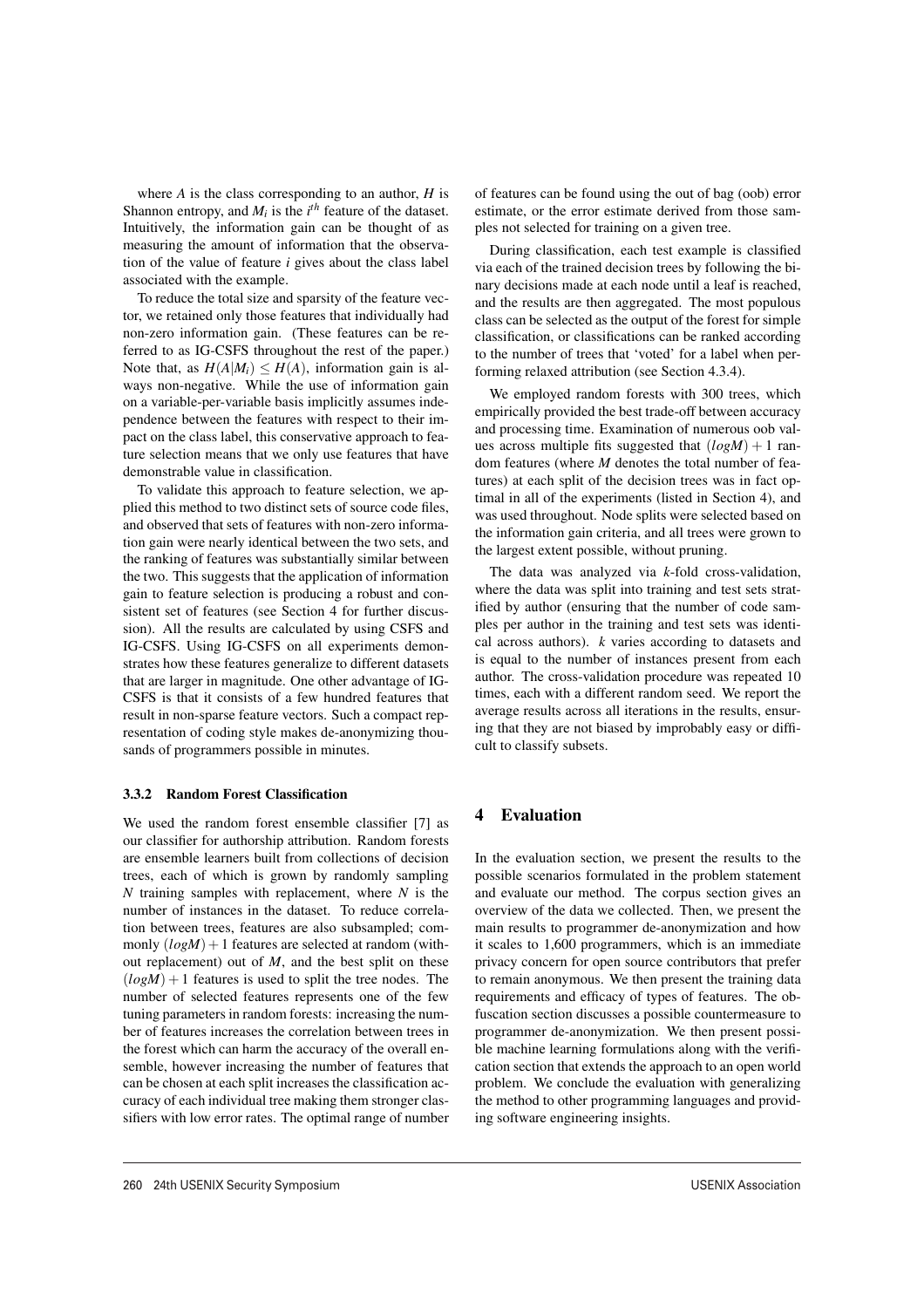where $A$ is the class corresponding to an author, $H$ is Shannon entropy, and $M_i$ is the $i^{th}$ feature of the dataset. Intuitively, the information gain can be thought of as measuring the amount of information that the observation of the value of feature $i$ gives about the class label associated with the example.

To reduce the total size and sparsity of the feature vector, we retained only those features that individually had non-zero information gain. (These features can be referred to as IG-CSFS throughout the rest of the paper.) Note that, as $H(A|M_i) \leq H(A)$, information gain is always non-negative. While the use of information gain on a variable-per-variable basis implicitly assumes independence between the features with respect to their impact on the class label, this conservative approach to feature selection means that we only use features that have demonstrable value in classification.

To validate this approach to feature selection, we applied this method to two distinct sets of source code files, and observed that sets of features with non-zero information gain were nearly identical between the two sets, and the ranking of features was substantially similar between the two. This suggests that the application of information gain to feature selection is producing a robust and consistent set of features (see Section 4 for further discussion). All the results are calculated by using CSFS and IG-CSFS. Using IG-CSFS on all experiments demonstrates how these features generalize to different datasets that are larger in magnitude. One other advantage of IG-CSFS is that it consists of a few hundred features that result in non-sparse feature vectors. Such a compact representation of coding style makes de-anonymizing thousands of programmers possible in minutes.

### 3.3.2 Random Forest Classification

We used the random forest ensemble classifier [7] as our classifier for authorship attribution. Random forests are ensemble learners built from collections of decision trees, each of which is grown by randomly sampling $N$ training samples with replacement, where $N$ is the number of instances in the dataset. To reduce correlation between trees, features are also subsampled; commonly $(logM)+1$ features are selected at random (without replacement) out of $M$, and the best split on these $(logM)+1$ features is used to split the tree nodes. The number of selected features represents one of the few tuning parameters in random forests: increasing the number of features increases the correlation between trees in the forest which can harm the accuracy of the overall ensemble, however increasing the number of features that can be chosen at each split increases the classification accuracy of each individual tree making them stronger classifiers with low error rates. The optimal range of number of features can be found using the out of bag (oob) error estimate, or the error estimate derived from those samples not selected for training on a given tree.

During classification, each test example is classified via each of the trained decision trees by following the binary decisions made at each node until a leaf is reached, and the results are then aggregated. The most populous class can be selected as the output of the forest for simple classification, or classifications can be ranked according to the number of trees that 'voted' for a label when performing relaxed attribution (see Section 4.3.4).

We employed random forests with 300 trees, which empirically provided the best trade-off between accuracy and processing time. Examination of numerous oob values across multiple fits suggested that $(logM)+1$ random features (where $M$ denotes the total number of features) at each split of the decision trees was in fact optimal in all of the experiments (listed in Section 4), and was used throughout. Node splits were selected based on the information gain criteria, and all trees were grown to the largest extent possible, without pruning.

The data was analyzed via $k$-fold cross-validation, where the data was split into training and test sets stratified by author (ensuring that the number of code samples per author in the training and test sets was identical across authors). $k$ varies according to datasets and is equal to the number of instances present from each author. The cross-validation procedure was repeated 10 times, each with a different random seed. We report the average results across all iterations in the results, ensuring that they are not biased by improbably easy or difficult to classify subsets.

## 4 Evaluation

In the evaluation section, we present the results to the possible scenarios formulated in the problem statement and evaluate our method. The corpus section gives an overview of the data we collected. Then, we present the main results to programmer de-anonymization and how it scales to 1,600 programmers, which is an immediate privacy concern for open source contributors that prefer to remain anonymous. We then present the training data requirements and efficacy of types of features. The obfuscation section discusses a possible countermeasure to programmer de-anonymization. We then present possible machine learning formulations along with the verification section that extends the approach to an open world problem. We conclude the evaluation with generalizing the method to other programming languages and providing software engineering insights.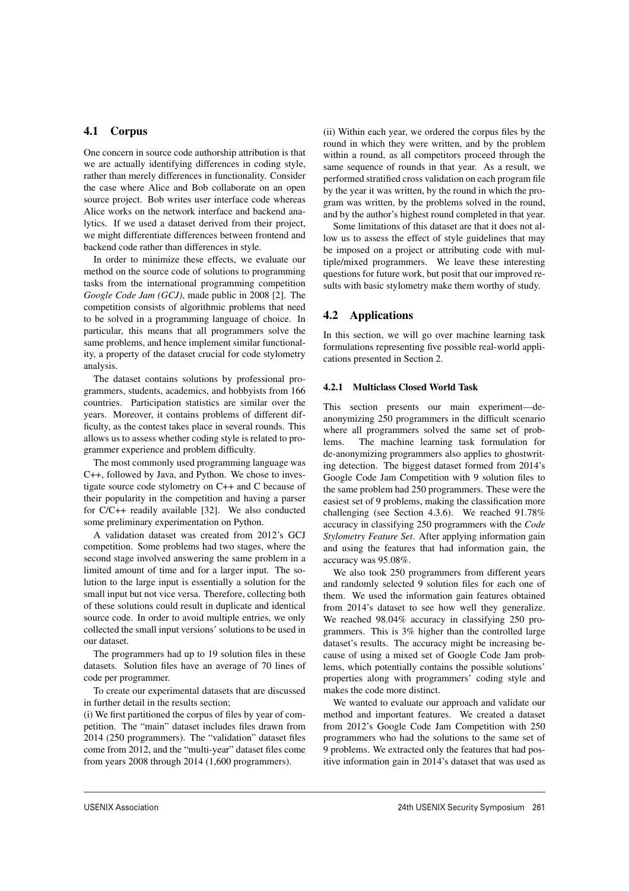### 4.1 Corpus

One concern in source code authorship attribution is that we are actually identifying differences in coding style, rather than merely differences in functionality. Consider the case where Alice and Bob collaborate on an open source project. Bob writes user interface code whereas Alice works on the network interface and backend analytics. If we used a dataset derived from their project, we might differentiate differences between frontend and backend code rather than differences in style.

In order to minimize these effects, we evaluate our method on the source code of solutions to programming tasks from the international programming competition *Google Code Jam (GCJ)*, made public in 2008 [2]. The competition consists of algorithmic problems that need to be solved in a programming language of choice. In particular, this means that all programmers solve the same problems, and hence implement similar functionality, a property of the dataset crucial for code stylometry analysis.

The dataset contains solutions by professional programmers, students, academics, and hobbyists from 166 countries. Participation statistics are similar over the years. Moreover, it contains problems of different difficulty, as the contest takes place in several rounds. This allows us to assess whether coding style is related to programmer experience and problem difficulty.

The most commonly used programming language was C++, followed by Java, and Python. We chose to investigate source code stylometry on C++ and C because of their popularity in the competition and having a parser for C/C++ readily available [32]. We also conducted some preliminary experimentation on Python.

A validation dataset was created from 2012's GCJ competition. Some problems had two stages, where the second stage involved answering the same problem in a limited amount of time and for a larger input. The solution to the large input is essentially a solution for the small input but not vice versa. Therefore, collecting both of these solutions could result in duplicate and identical source code. In order to avoid multiple entries, we only collected the small input versions' solutions to be used in our dataset.

The programmers had up to 19 solution files in these datasets. Solution files have an average of 70 lines of code per programmer.

To create our experimental datasets that are discussed in further detail in the results section;

(i) We first partitioned the corpus of files by year of competition. The "main" dataset includes files drawn from 2014 (250 programmers). The "validation" dataset files come from 2012, and the "multi-year" dataset files come from years 2008 through 2014 (1,600 programmers).

(ii) Within each year, we ordered the corpus files by the round in which they were written, and by the problem within a round, as all competitors proceed through the same sequence of rounds in that year. As a result, we performed stratified cross validation on each program file by the year it was written, by the round in which the program was written, by the problems solved in the round, and by the author's highest round completed in that year.

Some limitations of this dataset are that it does not allow us to assess the effect of style guidelines that may be imposed on a project or attributing code with multiple/mixed programmers. We leave these interesting questions for future work, but posit that our improved results with basic stylometry make them worthy of study.

### 4.2 Applications

In this section, we will go over machine learning task formulations representing five possible real-world applications presented in Section 2.

#### 4.2.1 Multiclass Closed World Task

This section presents our main experiment—de-anonymizing 250 programmers in the difficult scenario where all programmers solved the same set of problems. The machine learning task formulation for de-anonymizing programmers also applies to ghostwriting detection. The biggest dataset formed from 2014's Google Code Jam Competition with 9 solution files to the same problem had 250 programmers. These were the easiest set of 9 problems, making the classification more challenging (see Section 4.3.6). We reached 91.78% accuracy in classifying 250 programmers with the *Code Stylometry Feature Set*. After applying information gain and using the features that had information gain, the accuracy was 95.08%.

We also took 250 programmers from different years and randomly selected 9 solution files for each one of them. We used the information gain features obtained from 2014's dataset to see how well they generalize. We reached 98.04% accuracy in classifying 250 programmers. This is 3% higher than the controlled large dataset's results. The accuracy might be increasing because of using a mixed set of Google Code Jam problems, which potentially contains the possible solutions' properties along with programmers' coding style and makes the code more distinct.

We wanted to evaluate our approach and validate our method and important features. We created a dataset from 2012's Google Code Jam Competition with 250 programmers who had the solutions to the same set of 9 problems. We extracted only the features that had positive information gain in 2014's dataset that was used as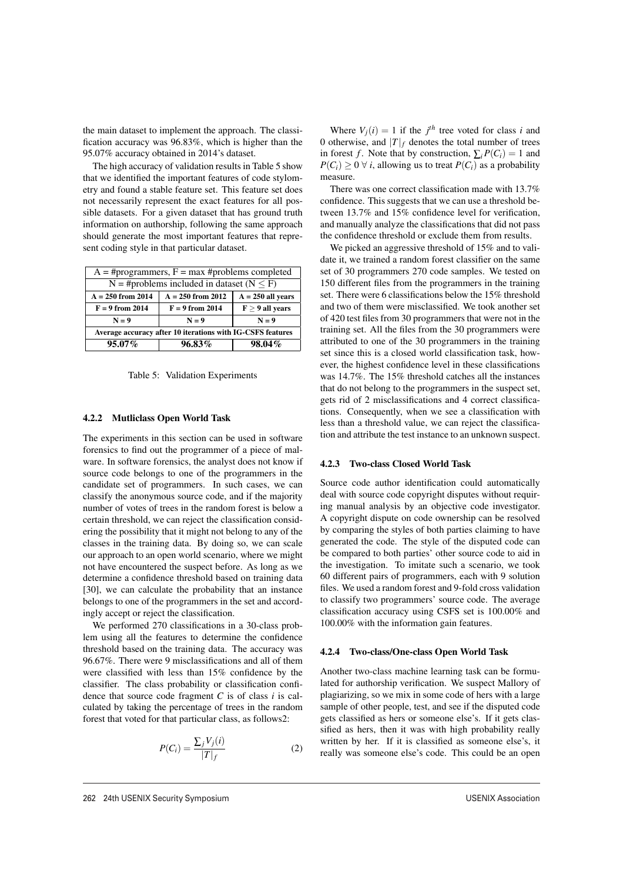the main dataset to implement the approach. The classification accuracy was 96.83%, which is higher than the 95.07% accuracy obtained in 2014's dataset.

The high accuracy of validation results in Table 5 show that we identified the important features of code stylometry and found a stable feature set. This feature set does not necessarily represent the exact features for all possible datasets. For a given dataset that has ground truth information on authorship, following the same approach should generate the most important features that represent coding style in that particular dataset.

| A = #programmers, F = max #problems completed | | |
|---|---|---|
| N = #problems included in dataset (N ≤ F) | | |
| **A = 250 from 2014** | **A = 250 from 2012** | **A = 250 all years** |
| **F = 9 from 2014** | **F = 9 from 2014** | **F ≥ 9 all years** |
| **N = 9** | **N = 9** | **N = 9** |
| **Average accuracy after 10 iterations with IG-CSFS features** | | |
| **95.07%** | **96.83%** | **98.04%** |

Table 5: Validation Experiments

### 4.2.2 Mutliclass Open World Task

The experiments in this section can be used in software forensics to find out the programmer of a piece of malware. In software forensics, the analyst does not know if source code belongs to one of the programmers in the candidate set of programmers. In such cases, we can classify the anonymous source code, and if the majority number of votes of trees in the random forest is below a certain threshold, we can reject the classification considering the possibility that it might not belong to any of the classes in the training data. By doing so, we can scale our approach to an open world scenario, where we might not have encountered the suspect before. As long as we determine a confidence threshold based on training data [30], we can calculate the probability that an instance belongs to one of the programmers in the set and accordingly accept or reject the classification.

We performed 270 classifications in a 30-class problem using all the features to determine the confidence threshold based on the training data. The accuracy was 96.67%. There were 9 misclassifications and all of them were classified with less than 15% confidence by the classifier. The class probability or classification confidence that source code fragment $C$ is of class $i$ is calculated by taking the percentage of trees in the random forest that voted for that particular class, as follows2:

$$P(C_i) = \frac{\sum_j V_j(i)}{|T|_f} \tag{2}$$

Where $V_j(i) = 1$ if the $j^{th}$ tree voted for class $i$ and 0 otherwise, and $|T|_f$ denotes the total number of trees in forest $f$. Note that by construction, $\sum_i P(C_i) = 1$ and $P(C_i) \geq 0 \;\forall\; i$, allowing us to treat $P(C_i)$ as a probability measure.

There was one correct classification made with 13.7% confidence. This suggests that we can use a threshold between 13.7% and 15% confidence level for verification, and manually analyze the classifications that did not pass the confidence threshold or exclude them from results.

We picked an aggressive threshold of 15% and to validate it, we trained a random forest classifier on the same set of 30 programmers 270 code samples. We tested on 150 different files from the programmers in the training set. There were 6 classifications below the 15% threshold and two of them were misclassified. We took another set of 420 test files from 30 programmers that were not in the training set. All the files from the 30 programmers were attributed to one of the 30 programmers in the training set since this is a closed world classification task, however, the highest confidence level in these classifications was 14.7%. The 15% threshold catches all the instances that do not belong to the programmers in the suspect set, gets rid of 2 misclassifications and 4 correct classifications. Consequently, when we see a classification with less than a threshold value, we can reject the classification and attribute the test instance to an unknown suspect.

### 4.2.3 Two-class Closed World Task

Source code author identification could automatically deal with source code copyright disputes without requiring manual analysis by an objective code investigator. A copyright dispute on code ownership can be resolved by comparing the styles of both parties claiming to have generated the code. The style of the disputed code can be compared to both parties' other source code to aid in the investigation. To imitate such a scenario, we took 60 different pairs of programmers, each with 9 solution files. We used a random forest and 9-fold cross validation to classify two programmers' source code. The average classification accuracy using CSFS set is 100.00% and 100.00% with the information gain features.

### 4.2.4 Two-class/One-class Open World Task

Another two-class machine learning task can be formulated for authorship verification. We suspect Mallory of plagiarizing, so we mix in some code of hers with a large sample of other people, test, and see if the disputed code gets classified as hers or someone else's. If it gets classified as hers, then it was with high probability really written by her. If it is classified as someone else's, it really was someone else's code. This could be an open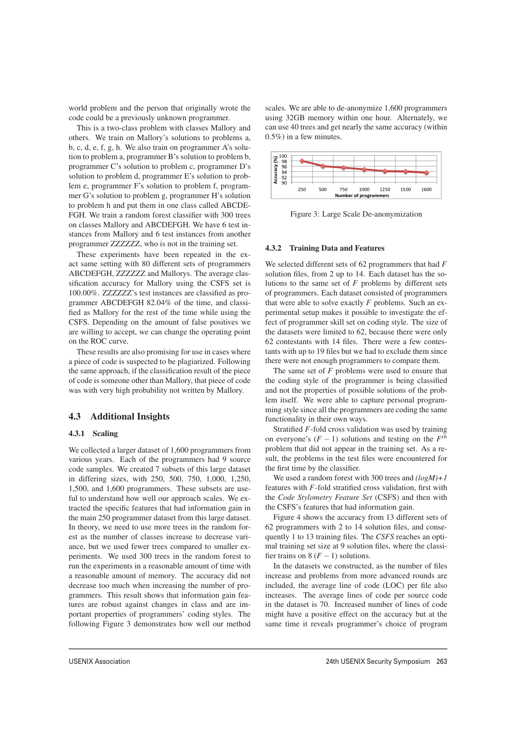world problem and the person that originally wrote the code could be a previously unknown programmer.

This is a two-class problem with classes Mallory and others. We train on Mallory's solutions to problems a, b, c, d, e, f, g, h. We also train on programmer A's solution to problem a, programmer B's solution to problem b, programmer C's solution to problem c, programmer D's solution to problem d, programmer E's solution to problem e, programmer F's solution to problem f, programmer G's solution to problem g, programmer H's solution to problem h and put them in one class called ABCDEFGH. We train a random forest classifier with 300 trees on classes Mallory and ABCDEFGH. We have 6 test instances from Mallory and 6 test instances from another programmer ZZZZZZ, who is not in the training set.

These experiments have been repeated in the exact same setting with 80 different sets of programmers ABCDEFGH, ZZZZZZ and Mallorys. The average classification accuracy for Mallory using the CSFS set is 100.00%. ZZZZZZ's test instances are classified as programmer ABCDEFGH 82.04% of the time, and classified as Mallory for the rest of the time while using the CSFS. Depending on the amount of false positives we are willing to accept, we can change the operating point on the ROC curve.

These results are also promising for use in cases where a piece of code is suspected to be plagiarized. Following the same approach, if the classification result of the piece of code is someone other than Mallory, that piece of code was with very high probability not written by Mallory.

## 4.3 Additional Insights

### 4.3.1 Scaling

We collected a larger dataset of 1,600 programmers from various years. Each of the programmers had 9 source code samples. We created 7 subsets of this large dataset in differing sizes, with 250, 500, 750, 1,000, 1,250, 1,500, and 1,600 programmers. These subsets are useful to understand how well our approach scales. We extracted the specific features that had information gain in the main 250 programmer dataset from this large dataset. In theory, we need to use more trees in the random forest as the number of classes increase to decrease variance, but we used fewer trees compared to smaller experiments. We used 300 trees in the random forest to run the experiments in a reasonable amount of time with a reasonable amount of memory. The accuracy did not decrease too much when increasing the number of programmers. This result shows that information gain features are robust against changes in class and are important properties of programmers' coding styles. The following Figure 3 demonstrates how well our method scales. We are able to de-anonymize 1,600 programmers using 32GB memory within one hour. Alternately, we can use 40 trees and get nearly the same accuracy (within 0.5%) in a few minutes.

Figure 3: Large Scale De-anonymization

### 4.3.2 Training Data and Features

We selected different sets of 62 programmers that had $F$ solution files, from 2 up to 14. Each dataset has the solutions to the same set of $F$ problems by different sets of programmers. Each dataset consisted of programmers that were able to solve exactly $F$ problems. Such an experimental setup makes it possible to investigate the effect of programmer skill set on coding style. The size of the datasets were limited to 62, because there were only 62 contestants with 14 files. There were a few contestants with up to 19 files but we had to exclude them since there were not enough programmers to compare them.

The same set of $F$ problems were used to ensure that the coding style of the programmer is being classified and not the properties of possible solutions of the problem itself. We were able to capture personal programming style since all the programmers are coding the same functionality in their own ways.

Stratified $F$-fold cross validation was used by training on everyone's $(F-1)$ solutions and testing on the $F^{th}$ problem that did not appear in the training set. As a result, the problems in the test files were encountered for the first time by the classifier.

We used a random forest with 300 trees and *(logM)+1* features with $F$-fold stratified cross validation, first with the *Code Stylometry Feature Set* (CSFS) and then with the CSFS's features that had information gain.

Figure 4 shows the accuracy from 13 different sets of 62 programmers with 2 to 14 solution files, and consequently 1 to 13 training files. The *CSFS* reaches an optimal training set size at 9 solution files, where the classifier trains on 8 $(F-1)$ solutions.

In the datasets we constructed, as the number of files increase and problems from more advanced rounds are included, the average line of code (LOC) per file also increases. The average lines of code per source code in the dataset is 70. Increased number of lines of code might have a positive effect on the accuracy but at the same time it reveals programmer's choice of program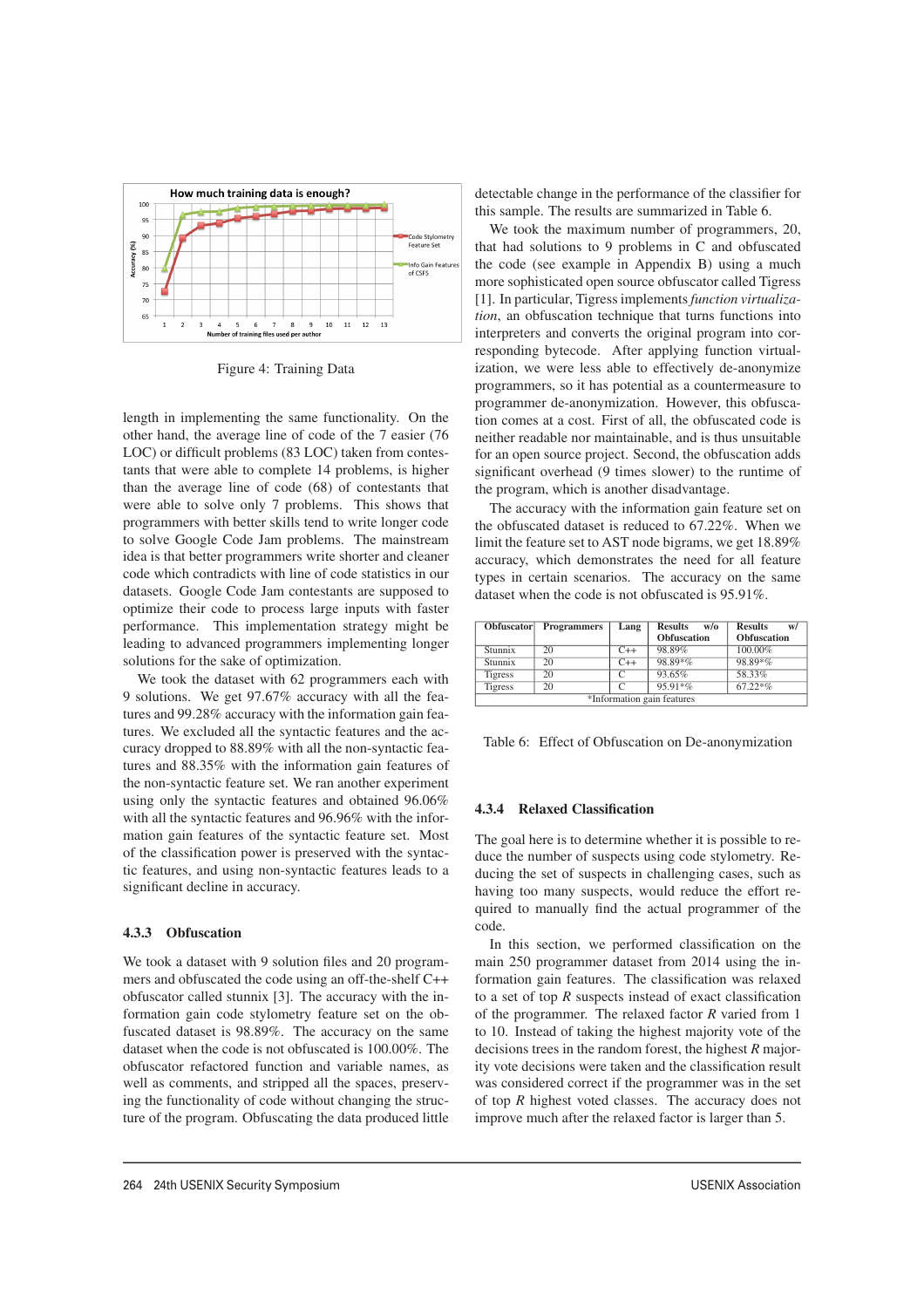How much training data is enough?

Figure 4: Training Data

length in implementing the same functionality. On the other hand, the average line of code of the 7 easier (76 LOC) or difficult problems (83 LOC) taken from contestants that were able to complete 14 problems, is higher than the average line of code (68) of contestants that were able to solve only 7 problems. This shows that programmers with better skills tend to write longer code to solve Google Code Jam problems. The mainstream idea is that better programmers write shorter and cleaner code which contradicts with line of code statistics in our datasets. Google Code Jam contestants are supposed to optimize their code to process large inputs with faster performance. This implementation strategy might be leading to advanced programmers implementing longer solutions for the sake of optimization.

We took the dataset with 62 programmers each with 9 solutions. We get 97.67% accuracy with all the features and 99.28% accuracy with the information gain features. We excluded all the syntactic features and the accuracy dropped to 88.89% with all the non-syntactic features and 88.35% with the information gain features of the non-syntactic feature set. We ran another experiment using only the syntactic features and obtained 96.06% with all the syntactic features and 96.96% with the information gain features of the syntactic feature set. Most of the classification power is preserved with the syntactic features, and using non-syntactic features leads to a significant decline in accuracy.

#### 4.3.3 Obfuscation

We took a dataset with 9 solution files and 20 programmers and obfuscated the code using an off-the-shelf C++ obfuscator called stunnix [3]. The accuracy with the information gain code stylometry feature set on the obfuscated dataset is 98.89%. The accuracy on the same dataset when the code is not obfuscated is 100.00%. The obfuscator refactored function and variable names, as well as comments, and stripped all the spaces, preserving the functionality of code without changing the structure of the program. Obfuscating the data produced little detectable change in the performance of the classifier for this sample. The results are summarized in Table 6.

We took the maximum number of programmers, 20, that had solutions to 9 problems in C and obfuscated the code (see example in Appendix B) using a much more sophisticated open source obfuscator called Tigress [1]. In particular, Tigress implements *function virtualization*, an obfuscation technique that turns functions into interpreters and converts the original program into corresponding bytecode. After applying function virtualization, we were less able to effectively de-anonymize programmers, so it has potential as a countermeasure to programmer de-anonymization. However, this obfuscation comes at a cost. First of all, the obfuscated code is neither readable nor maintainable, and is thus unsuitable for an open source project. Second, the obfuscation adds significant overhead (9 times slower) to the runtime of the program, which is another disadvantage.

The accuracy with the information gain feature set on the obfuscated dataset is reduced to 67.22%. When we limit the feature set to AST node bigrams, we get 18.89% accuracy, which demonstrates the need for all feature types in certain scenarios. The accuracy on the same dataset when the code is not obfuscated is 95.91%.

| Obfuscator | Programmers | Lang | Results w/o Obfuscation | Results w/ Obfuscation |
|---|---|---|---|---|
| Stunnix | 20 | C++ | 98.89% | 100.00% |
| Stunnix | 20 | C++ | 98.89*% | 98.89*% |
| Tigress | 20 | C | 93.65% | 58.33% |
| Tigress | 20 | C | 95.91*% | 67.22*% |

*Information gain features

Table 6: Effect of Obfuscation on De-anonymization

#### 4.3.4 Relaxed Classification

The goal here is to determine whether it is possible to reduce the number of suspects using code stylometry. Reducing the set of suspects in challenging cases, such as having too many suspects, would reduce the effort required to manually find the actual programmer of the code.

In this section, we performed classification on the main 250 programmer dataset from 2014 using the information gain features. The classification was relaxed to a set of top $R$ suspects instead of exact classification of the programmer. The relaxed factor $R$ varied from 1 to 10. Instead of taking the highest majority vote of the decisions trees in the random forest, the highest $R$ majority vote decisions were taken and the classification result was considered correct if the programmer was in the set of top $R$ highest voted classes. The accuracy does not improve much after the relaxed factor is larger than 5.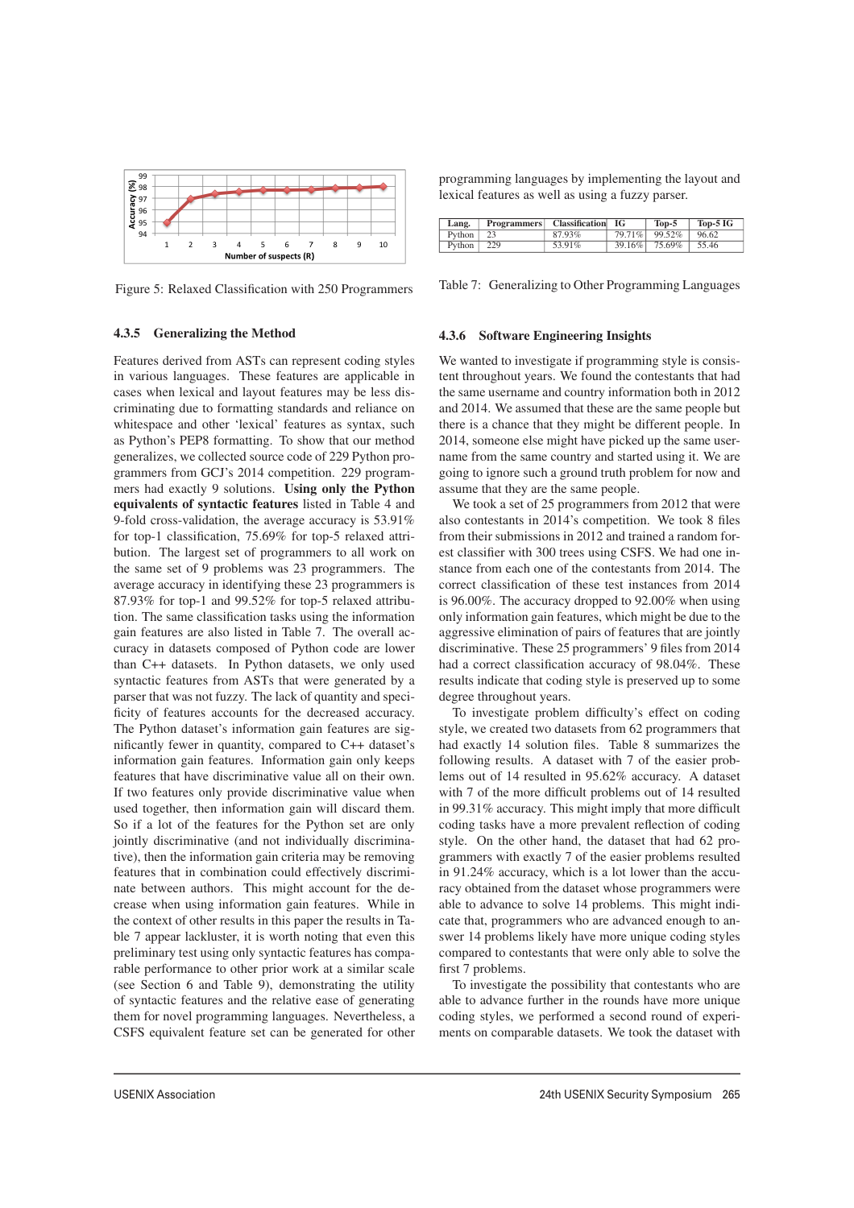Figure 5: Relaxed Classification with 250 Programmers

#### 4.3.5 Generalizing the Method

Features derived from ASTs can represent coding styles in various languages. These features are applicable in cases when lexical and layout features may be less discriminating due to formatting standards and reliance on whitespace and other 'lexical' features as syntax, such as Python's PEP8 formatting. To show that our method generalizes, we collected source code of 229 Python programmers from GCJ's 2014 competition. 229 programmers had exactly 9 solutions. **Using only the Python equivalents of syntactic features** listed in Table 4 and 9-fold cross-validation, the average accuracy is 53.91% for top-1 classification, 75.69% for top-5 relaxed attribution. The largest set of programmers to all work on the same set of 9 problems was 23 programmers. The average accuracy in identifying these 23 programmers is 87.93% for top-1 and 99.52% for top-5 relaxed attribution. The same classification tasks using the information gain features are also listed in Table 7. The overall accuracy in datasets composed of Python code are lower than C++ datasets. In Python datasets, we only used syntactic features from ASTs that were generated by a parser that was not fuzzy. The lack of quantity and specificity of features accounts for the decreased accuracy. The Python dataset's information gain features are significantly fewer in quantity, compared to C++ dataset's information gain features. Information gain only keeps features that have discriminative value all on their own. If two features only provide discriminative value when used together, then information gain will discard them. So if a lot of the features for the Python set are only jointly discriminative (and not individually discriminative), then the information gain criteria may be removing features that in combination could effectively discriminate between authors. This might account for the decrease when using information gain features. While in the context of other results in this paper the results in Table 7 appear lackluster, it is worth noting that even this preliminary test using only syntactic features has comparable performance to other prior work at a similar scale (see Section 6 and Table 9), demonstrating the utility of syntactic features and the relative ease of generating them for novel programming languages. Nevertheless, a CSFS equivalent feature set can be generated for other programming languages by implementing the layout and lexical features as well as using a fuzzy parser.

| Lang. | Programmers | Classification | IG | Top-5 | Top-5 IG |
|---|---|---|---|---|---|
| Python | 23 | 87.93% | 79.71% | 99.52% | 96.62 |
| Python | 229 | 53.91% | 39.16% | 75.69% | 55.46 |

Table 7: Generalizing to Other Programming Languages

#### 4.3.6 Software Engineering Insights

We wanted to investigate if programming style is consistent throughout years. We found the contestants that had the same username and country information both in 2012 and 2014. We assumed that these are the same people but there is a chance that they might be different people. In 2014, someone else might have picked up the same username from the same country and started using it. We are going to ignore such a ground truth problem for now and assume that they are the same people.

We took a set of 25 programmers from 2012 that were also contestants in 2014's competition. We took 8 files from their submissions in 2012 and trained a random forest classifier with 300 trees using CSFS. We had one instance from each one of the contestants from 2014. The correct classification of these test instances from 2014 is 96.00%. The accuracy dropped to 92.00% when using only information gain features, which might be due to the aggressive elimination of pairs of features that are jointly discriminative. These 25 programmers' 9 files from 2014 had a correct classification accuracy of 98.04%. These results indicate that coding style is preserved up to some degree throughout years.

To investigate problem difficulty's effect on coding style, we created two datasets from 62 programmers that had exactly 14 solution files. Table 8 summarizes the following results. A dataset with 7 of the easier problems out of 14 resulted in 95.62% accuracy. A dataset with 7 of the more difficult problems out of 14 resulted in 99.31% accuracy. This might imply that more difficult coding tasks have a more prevalent reflection of coding style. On the other hand, the dataset that had 62 programmers with exactly 7 of the easier problems resulted in 91.24% accuracy, which is a lot lower than the accuracy obtained from the dataset whose programmers were able to advance to solve 14 problems. This might indicate that, programmers who are advanced enough to answer 14 problems likely have more unique coding styles compared to contestants that were only able to solve the first 7 problems.

To investigate the possibility that contestants who are able to advance further in the rounds have more unique coding styles, we performed a second round of experiments on comparable datasets. We took the dataset with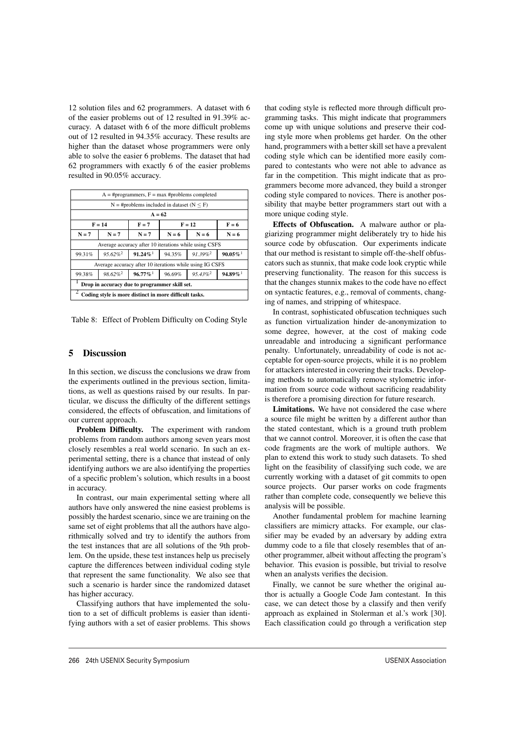12 solution files and 62 programmers. A dataset with 6 of the easier problems out of 12 resulted in 91.39% accuracy. A dataset with 6 of the more difficult problems out of 12 resulted in 94.35% accuracy. These results are higher than the dataset whose programmers were only able to solve the easier 6 problems. The dataset that had 62 programmers with exactly 6 of the easier problems resulted in 90.05% accuracy.

| A = #programmers, F = max #problems completed | | | | | |
|---|---|---|---|---|---|
| N = #problems included in dataset (N ≤ F) | | | | | |
| **A = 62** | | | | | |
| **F = 14** | | **F = 7** | **F = 12** | | **F = 6** |
| **N = 7** | **N = 7** | **N = 7** | **N = 6** | **N = 6** | **N = 6** |
| Average accuracy after 10 iterations while using CSFS | | | | | |
| 99.31% | *95.62%*[2] | **91.24%**[1] | 94.35% | *91.39%*[2] | **90.05%**[1] |
| Average accuracy after 10 iterations while using IG CSFS | | | | | |
| 99.38% | *98.62%*[2] | **96.77%**[1] | 96.69% | *95.43%*[2] | **94.89%**[1] |
| [1] **Drop in accuracy due to programmer skill set.** | | | | | |
| [2] **Coding style is more distinct in more difficult tasks.** | | | | | |

Table 8: Effect of Problem Difficulty on Coding Style

## 5 Discussion

In this section, we discuss the conclusions we draw from the experiments outlined in the previous section, limitations, as well as questions raised by our results. In particular, we discuss the difficulty of the different settings considered, the effects of obfuscation, and limitations of our current approach.

**Problem Difficulty.** The experiment with random problems from random authors among seven years most closely resembles a real world scenario. In such an experimental setting, there is a chance that instead of only identifying authors we are also identifying the properties of a specific problem's solution, which results in a boost in accuracy.

In contrast, our main experimental setting where all authors have only answered the nine easiest problems is possibly the hardest scenario, since we are training on the same set of eight problems that all the authors have algorithmically solved and try to identify the authors from the test instances that are all solutions of the 9th problem. On the upside, these test instances help us precisely capture the differences between individual coding style that represent the same functionality. We also see that such a scenario is harder since the randomized dataset has higher accuracy.

Classifying authors that have implemented the solution to a set of difficult problems is easier than identifying authors with a set of easier problems. This shows that coding style is reflected more through difficult programming tasks. This might indicate that programmers come up with unique solutions and preserve their coding style more when problems get harder. On the other hand, programmers with a better skill set have a prevalent coding style which can be identified more easily compared to contestants who were not able to advance as far in the competition. This might indicate that as programmers become more advanced, they build a stronger coding style compared to novices. There is another possibility that maybe better programmers start out with a more unique coding style.

**Effects of Obfuscation.** A malware author or plagiarizing programmer might deliberately try to hide his source code by obfuscation. Our experiments indicate that our method is resistant to simple off-the-shelf obfuscators such as stunnix, that make code look cryptic while preserving functionality. The reason for this success is that the changes stunnix makes to the code have no effect on syntactic features, e.g., removal of comments, changing of names, and stripping of whitespace.

In contrast, sophisticated obfuscation techniques such as function virtualization hinder de-anonymization to some degree, however, at the cost of making code unreadable and introducing a significant performance penalty. Unfortunately, unreadability of code is not acceptable for open-source projects, while it is no problem for attackers interested in covering their tracks. Developing methods to automatically remove stylometric information from source code without sacrificing readability is therefore a promising direction for future research.

**Limitations.** We have not considered the case where a source file might be written by a different author than the stated contestant, which is a ground truth problem that we cannot control. Moreover, it is often the case that code fragments are the work of multiple authors. We plan to extend this work to study such datasets. To shed light on the feasibility of classifying such code, we are currently working with a dataset of git commits to open source projects. Our parser works on code fragments rather than complete code, consequently we believe this analysis will be possible.

Another fundamental problem for machine learning classifiers are mimicry attacks. For example, our classifier may be evaded by an adversary by adding extra dummy code to a file that closely resembles that of another programmer, albeit without affecting the program's behavior. This evasion is possible, but trivial to resolve when an analysts verifies the decision.

Finally, we cannot be sure whether the original author is actually a Google Code Jam contestant. In this case, we can detect those by a classify and then verify approach as explained in Stolerman et al.'s work [30]. Each classification could go through a verification step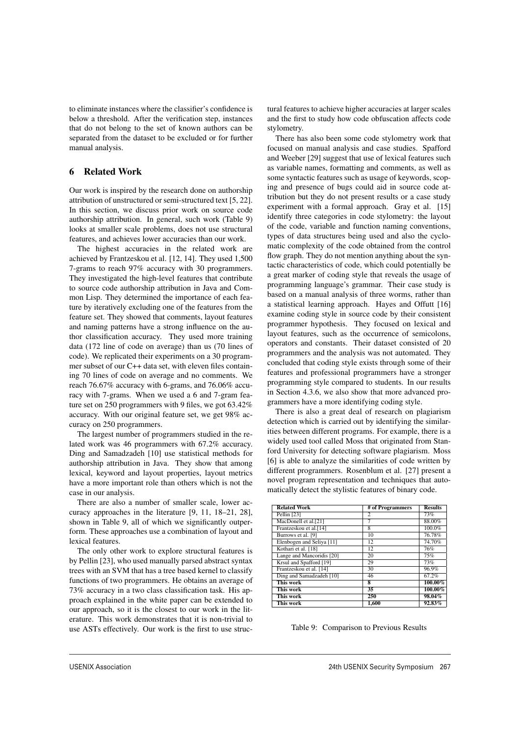to eliminate instances where the classifier's confidence is below a threshold. After the verification step, instances that do not belong to the set of known authors can be separated from the dataset to be excluded or for further manual analysis.

## 6 Related Work

Our work is inspired by the research done on authorship attribution of unstructured or semi-structured text [5, 22]. In this section, we discuss prior work on source code authorship attribution. In general, such work (Table 9) looks at smaller scale problems, does not use structural features, and achieves lower accuracies than our work.

The highest accuracies in the related work are achieved by Frantzeskou et al. [12, 14]. They used 1,500 7-grams to reach 97% accuracy with 30 programmers. They investigated the high-level features that contribute to source code authorship attribution in Java and Common Lisp. They determined the importance of each feature by iteratively excluding one of the features from the feature set. They showed that comments, layout features and naming patterns have a strong influence on the author classification accuracy. They used more training data (172 line of code on average) than us (70 lines of code). We replicated their experiments on a 30 programmer subset of our C++ data set, with eleven files containing 70 lines of code on average and no comments. We reach 76.67% accuracy with 6-grams, and 76.06% accuracy with 7-grams. When we used a 6 and 7-gram feature set on 250 programmers with 9 files, we got 63.42% accuracy. With our original feature set, we get 98% accuracy on 250 programmers.

The largest number of programmers studied in the related work was 46 programmers with 67.2% accuracy. Ding and Samadzadeh [10] use statistical methods for authorship attribution in Java. They show that among lexical, keyword and layout properties, layout metrics have a more important role than others which is not the case in our analysis.

There are also a number of smaller scale, lower accuracy approaches in the literature [9, 11, 18–21, 28], shown in Table 9, all of which we significantly outperform. These approaches use a combination of layout and lexical features.

The only other work to explore structural features is by Pellin [23], who used manually parsed abstract syntax trees with an SVM that has a tree based kernel to classify functions of two programmers. He obtains an average of 73% accuracy in a two class classification task. His approach explained in the white paper can be extended to our approach, so it is the closest to our work in the literature. This work demonstrates that it is non-trivial to use ASTs effectively. Our work is the first to use structural features to achieve higher accuracies at larger scales and the first to study how code obfuscation affects code stylometry.

There has also been some code stylometry work that focused on manual analysis and case studies. Spafford and Weeber [29] suggest that use of lexical features such as variable names, formatting and comments, as well as some syntactic features such as usage of keywords, scoping and presence of bugs could aid in source code attribution but they do not present results or a case study experiment with a formal approach. Gray et al. [15] identify three categories in code stylometry: the layout of the code, variable and function naming conventions, types of data structures being used and also the cyclomatic complexity of the code obtained from the control flow graph. They do not mention anything about the syntactic characteristics of code, which could potentially be a great marker of coding style that reveals the usage of programming language's grammar. Their case study is based on a manual analysis of three worms, rather than a statistical learning approach. Hayes and Offutt [16] examine coding style in source code by their consistent programmer hypothesis. They focused on lexical and layout features, such as the occurrence of semicolons, operators and constants. Their dataset consisted of 20 programmers and the analysis was not automated. They concluded that coding style exists through some of their features and professional programmers have a stronger programming style compared to students. In our results in Section 4.3.6, we also show that more advanced programmers have a more identifying coding style.

There is also a great deal of research on plagiarism detection which is carried out by identifying the similarities between different programs. For example, there is a widely used tool called Moss that originated from Stanford University for detecting software plagiarism. Moss [6] is able to analyze the similarities of code written by different programmers. Rosenblum et al. [27] present a novel program representation and techniques that automatically detect the stylistic features of binary code.

| Related Work | # of Programmers | Results |
|---|---|---|
| Pellin [23] | 2 | 73% |
| MacDonell et al.[21] | 7 | 88.00% |
| Frantzeskou et al.[14] | 8 | 100.0% |
| Burrows et al. [9] | 10 | 76.78% |
| Elenbogen and Seliya [11] | 12 | 74.70% |
| Kothari et al. [18] | 12 | 76% |
| Lange and Mancoridis [20] | 20 | 75% |
| Krsul and Spafford [19] | 29 | 73% |
| Frantzeskou et al. [14] | 30 | 96.9% |
| Ding and Samadzadeh [10] | 46 | 67.2% |
| **This work** | **8** | **100.00%** |
| **This work** | **35** | **100.00%** |
| **This work** | **250** | **98.04%** |
| **This work** | **1,600** | **92.83%** |

Table 9: Comparison to Previous Results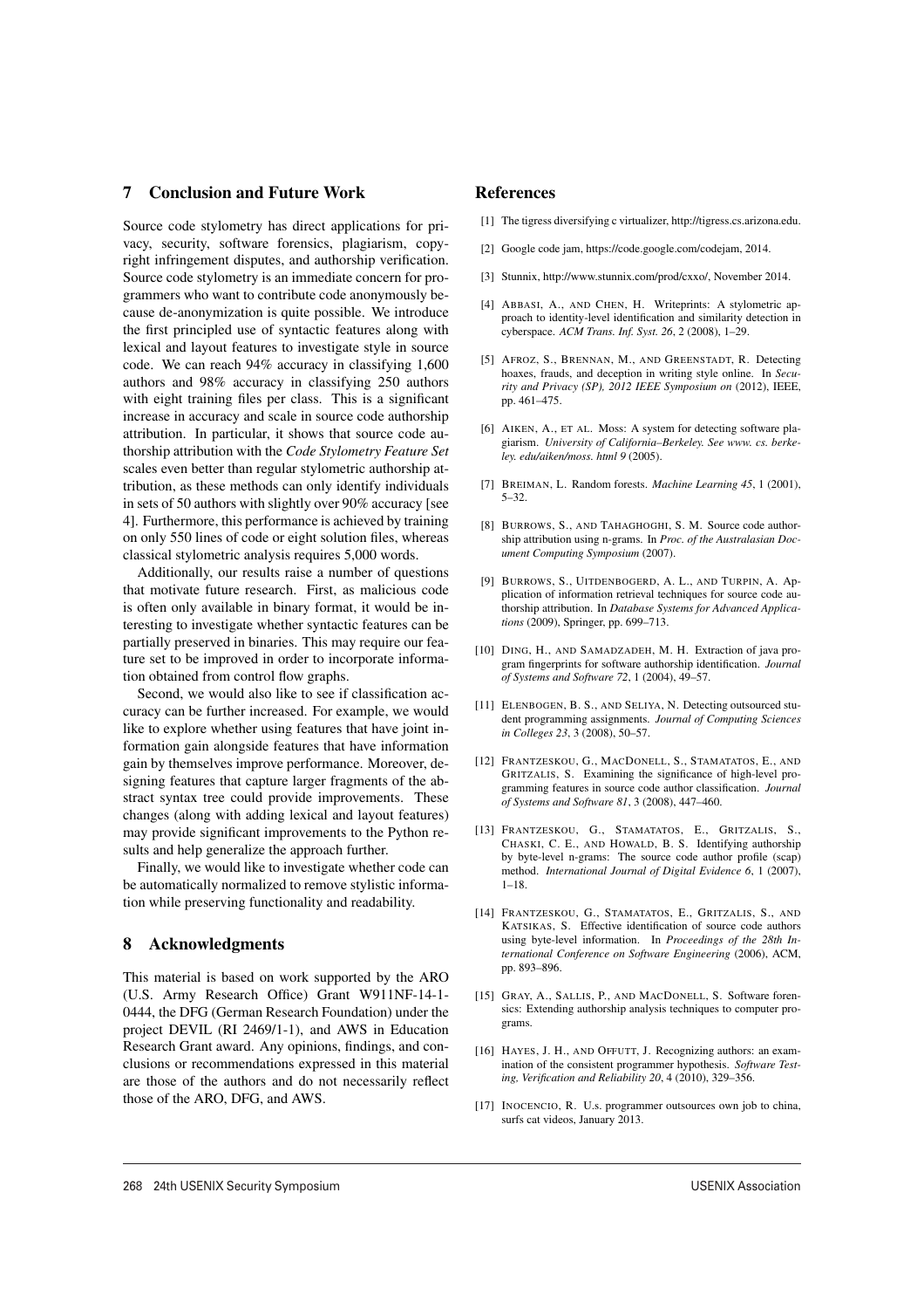## 7 Conclusion and Future Work

Source code stylometry has direct applications for privacy, security, software forensics, plagiarism, copyright infringement disputes, and authorship verification. Source code stylometry is an immediate concern for programmers who want to contribute code anonymously because de-anonymization is quite possible. We introduce the first principled use of syntactic features along with lexical and layout features to investigate style in source code. We can reach 94% accuracy in classifying 1,600 authors and 98% accuracy in classifying 250 authors with eight training files per class. This is a significant increase in accuracy and scale in source code authorship attribution. In particular, it shows that source code authorship attribution with the *Code Stylometry Feature Set* scales even better than regular stylometric authorship attribution, as these methods can only identify individuals in sets of 50 authors with slightly over 90% accuracy [see 4]. Furthermore, this performance is achieved by training on only 550 lines of code or eight solution files, whereas classical stylometric analysis requires 5,000 words.

Additionally, our results raise a number of questions that motivate future research. First, as malicious code is often only available in binary format, it would be interesting to investigate whether syntactic features can be partially preserved in binaries. This may require our feature set to be improved in order to incorporate information obtained from control flow graphs.

Second, we would also like to see if classification accuracy can be further increased. For example, we would like to explore whether using features that have joint information gain alongside features that have information gain by themselves improve performance. Moreover, designing features that capture larger fragments of the abstract syntax tree could provide improvements. These changes (along with adding lexical and layout features) may provide significant improvements to the Python results and help generalize the approach further.

Finally, we would like to investigate whether code can be automatically normalized to remove stylistic information while preserving functionality and readability.

## 8 Acknowledgments

This material is based on work supported by the ARO (U.S. Army Research Office) Grant W911NF-14-1-0444, the DFG (German Research Foundation) under the project DEVIL (RI 2469/1-1), and AWS in Education Research Grant award. Any opinions, findings, and conclusions or recommendations expressed in this material are those of the authors and do not necessarily reflect those of the ARO, DFG, and AWS.

## References

[1] The tigress diversifying c virtualizer, http://tigress.cs.arizona.edu.

[2] Google code jam, https://code.google.com/codejam, 2014.

[3] Stunnix, http://www.stunnix.com/prod/cxxo/, November 2014.

[4] ABBASI, A., AND CHEN, H. Writeprints: A stylometric approach to identity-level identification and similarity detection in cyberspace. *ACM Trans. Inf. Syst. 26*, 2 (2008), 1–29.

[5] AFROZ, S., BRENNAN, M., AND GREENSTADT, R. Detecting hoaxes, frauds, and deception in writing style online. In *Security and Privacy (SP), 2012 IEEE Symposium on* (2012), IEEE, pp. 461–475.

[6] AIKEN, A., ET AL. Moss: A system for detecting software plagiarism. *University of California–Berkeley. See www. cs. berkeley. edu/aiken/moss. html 9* (2005).

[7] BREIMAN, L. Random forests. *Machine Learning 45*, 1 (2001), 5–32.

[8] BURROWS, S., AND TAHAGHOGHI, S. M. Source code authorship attribution using n-grams. In *Proc. of the Australasian Document Computing Symposium* (2007).

[9] BURROWS, S., UITDENBOGERD, A. L., AND TURPIN, A. Application of information retrieval techniques for source code authorship attribution. In *Database Systems for Advanced Applications* (2009), Springer, pp. 699–713.

[10] DING, H., AND SAMADZADEH, M. H. Extraction of java program fingerprints for software authorship identification. *Journal of Systems and Software 72*, 1 (2004), 49–57.

[11] ELENBOGEN, B. S., AND SELIYA, N. Detecting outsourced student programming assignments. *Journal of Computing Sciences in Colleges 23*, 3 (2008), 50–57.

[12] FRANTZESKOU, G., MACDONELL, S., STAMATATOS, E., AND GRITZALIS, S. Examining the significance of high-level programming features in source code author classification. *Journal of Systems and Software 81*, 3 (2008), 447–460.

[13] FRANTZESKOU, G., STAMATATOS, E., GRITZALIS, S., CHASKI, C. E., AND HOWALD, B. S. Identifying authorship by byte-level n-grams: The source code author profile (scap) method. *International Journal of Digital Evidence 6*, 1 (2007), 1–18.

[14] FRANTZESKOU, G., STAMATATOS, E., GRITZALIS, S., AND KATSIKAS, S. Effective identification of source code authors using byte-level information. In *Proceedings of the 28th International Conference on Software Engineering* (2006), ACM, pp. 893–896.

[15] GRAY, A., SALLIS, P., AND MACDONELL, S. Software forensics: Extending authorship analysis techniques to computer programs.

[16] HAYES, J. H., AND OFFUTT, J. Recognizing authors: an examination of the consistent programmer hypothesis. *Software Testing, Verification and Reliability 20*, 4 (2010), 329–356.

[17] INOCENCIO, R. U.s. programmer outsources own job to china, surfs cat videos, January 2013.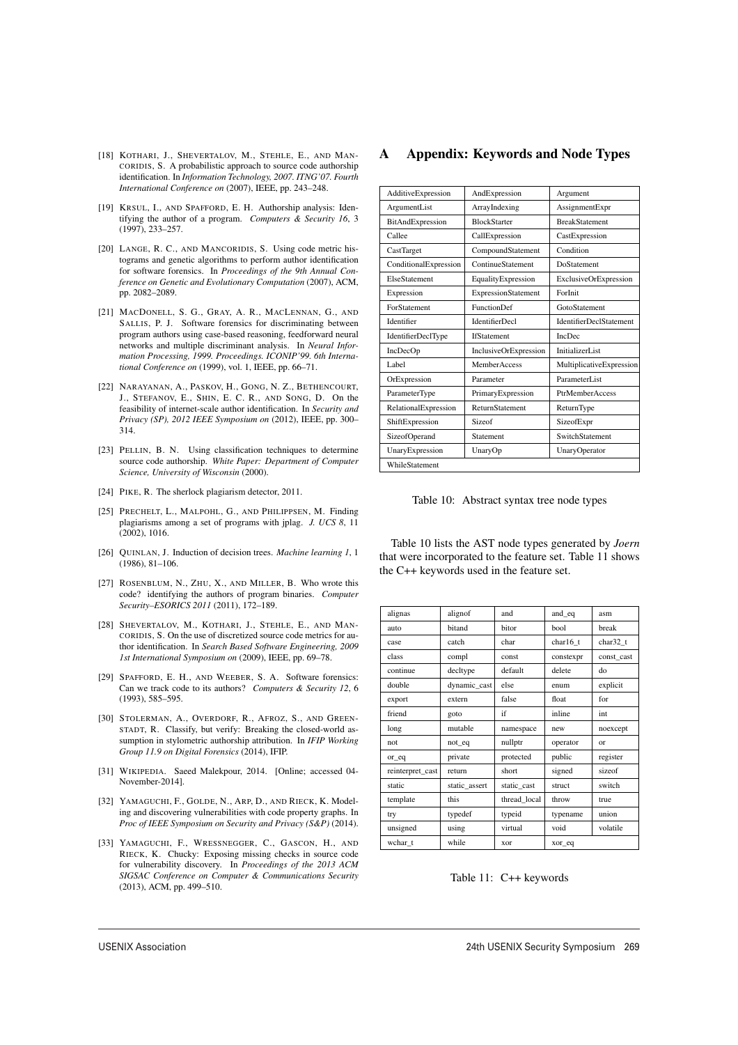[18] Kothari, J., Shevertalov, M., Stehle, E., and Mancoridis, S. A probabilistic approach to source code authorship identification. In *Information Technology, 2007. ITNG'07. Fourth International Conference on* (2007), IEEE, pp. 243–248.

[19] Krsul, I., and Spafford, E. H. Authorship analysis: Identifying the author of a program. *Computers & Security 16*, 3 (1997), 233–257.

[20] Lange, R. C., and Mancoridis, S. Using code metric histograms and genetic algorithms to perform author identification for software forensics. In *Proceedings of the 9th Annual Conference on Genetic and Evolutionary Computation* (2007), ACM, pp. 2082–2089.

[21] MacDonell, S. G., Gray, A. R., MacLennan, G., and Sallis, P. J. Software forensics for discriminating between program authors using case-based reasoning, feedforward neural networks and multiple discriminant analysis. In *Neural Information Processing, 1999. Proceedings. ICONIP'99. 6th International Conference on* (1999), vol. 1, IEEE, pp. 66–71.

[22] Narayanan, A., Paskov, H., Gong, N. Z., Bethencourt, J., Stefanov, E., Shin, E. C. R., and Song, D. On the feasibility of internet-scale author identification. In *Security and Privacy (SP), 2012 IEEE Symposium on* (2012), IEEE, pp. 300–314.

[23] Pellin, B. N. Using classification techniques to determine source code authorship. *White Paper: Department of Computer Science, University of Wisconsin* (2000).

[24] Pike, R. The sherlock plagiarism detector, 2011.

[25] Prechelt, L., Malpohl, G., and Philippsen, M. Finding plagiarisms among a set of programs with jplag. *J. UCS 8*, 11 (2002), 1016.

[26] Quinlan, J. Induction of decision trees. *Machine learning 1*, 1 (1986), 81–106.

[27] Rosenblum, N., Zhu, X., and Miller, B. Who wrote this code? identifying the authors of program binaries. *Computer Security–ESORICS 2011* (2011), 172–189.

[28] Shevertalov, M., Kothari, J., Stehle, E., and Mancoridis, S. On the use of discretized source code metrics for author identification. In *Search Based Software Engineering, 2009 1st International Symposium on* (2009), IEEE, pp. 69–78.

[29] Spafford, E. H., and Weeber, S. A. Software forensics: Can we track code to its authors? *Computers & Security 12*, 6 (1993), 585–595.

[30] Stolerman, A., Overdorf, R., Afroz, S., and Greenstadt, R. Classify, but verify: Breaking the closed-world assumption in stylometric authorship attribution. In *IFIP Working Group 11.9 on Digital Forensics* (2014), IFIP.

[31] Wikipedia. Saeed Malekpour, 2014. [Online; accessed 04-November-2014].

[32] Yamaguchi, F., Golde, N., Arp, D., and Rieck, K. Modeling and discovering vulnerabilities with code property graphs. In *Proc of IEEE Symposium on Security and Privacy (S&P)* (2014).

[33] Yamaguchi, F., Wressnegger, C., Gascon, H., and Rieck, K. Chucky: Exposing missing checks in source code for vulnerability discovery. In *Proceedings of the 2013 ACM SIGSAC Conference on Computer & Communications Security* (2013), ACM, pp. 499–510.

# A Appendix: Keywords and Node Types

| | | |
|---|---|---|
| AdditiveExpression | AndExpression | Argument |
| ArgumentList | ArrayIndexing | AssignmentExpr |
| BitAndExpression | BlockStarter | BreakStatement |
| Callee | CallExpression | CastExpression |
| CastTarget | CompoundStatement | Condition |
| ConditionalExpression | ContinueStatement | DoStatement |
| ElseStatement | EqualityExpression | ExclusiveOrExpression |
| Expression | ExpressionStatement | ForInit |
| ForStatement | FunctionDef | GotoStatement |
| Identifier | IdentifierDecl | IdentifierDeclStatement |
| IdentifierDeclType | IfStatement | IncDec |
| IncDecOp | InclusiveOrExpression | InitializerList |
| Label | MemberAccess | MultiplicativeExpression |
| OrExpression | Parameter | ParameterList |
| ParameterType | PrimaryExpression | PtrMemberAccess |
| RelationalExpression | ReturnStatement | ReturnType |
| ShiftExpression | Sizeof | SizeofExpr |
| SizeofOperand | Statement | SwitchStatement |
| UnaryExpression | UnaryOp | UnaryOperator |
| WhileStatement | | |

Table 10: Abstract syntax tree node types

Table 10 lists the AST node types generated by *Joern* that were incorporated to the feature set. Table 11 shows the C++ keywords used in the feature set.

| | | | | |
|---|---|---|---|---|
| alignas | alignof | and | and_eq | asm |
| auto | bitand | bitor | bool | break |
| case | catch | char | char16_t | char32_t |
| class | compl | const | constexpr | const_cast |
| continue | decltype | default | delete | do |
| double | dynamic_cast | else | enum | explicit |
| export | extern | false | float | for |
| friend | goto | if | inline | int |
| long | mutable | namespace | new | noexcept |
| not | not_eq | nullptr | operator | or |
| or_eq | private | protected | public | register |
| reinterpret_cast | return | short | signed | sizeof |
| static | static_assert | static_cast | struct | switch |
| template | this | thread_local | throw | true |
| try | typedef | typeid | typename | union |
| unsigned | using | virtual | void | volatile |
| wchar_t | while | xor | xor_eq | |

Table 11: C++ keywords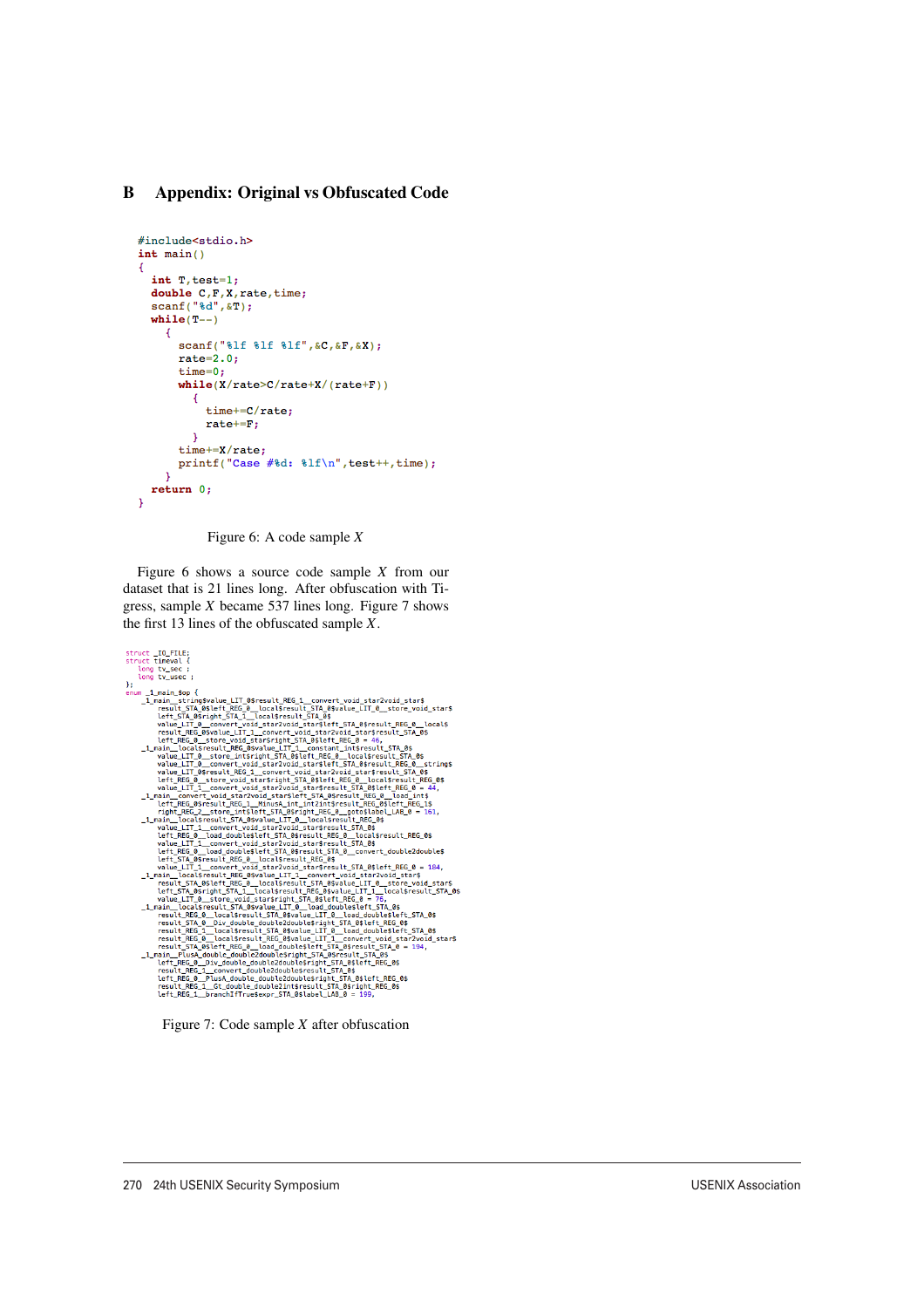# B Appendix: Original vs Obfuscated Code

```c
#include<stdio.h>
int main()
{
    int T,test=1;
    double C,F,X,rate,time;
    scanf("%d",&T);
    while(T--)
      {
        scanf("%lf %lf %lf",&C,&F,&X);
        rate=2.0;
        time=0;
        while(X/rate>C/rate+X/(rate+F))
          {
            time+=C/rate;
            rate+=F;
          }
        time+=X/rate;
        printf("Case #%d: %lf\n",test++,time);
      }
    return 0;
}
```

Figure 6: A code sample $X$

Figure 6 shows a source code sample $X$ from our dataset that is 21 lines long. After obfuscation with Tigress, sample $X$ became 537 lines long. Figure 7 shows the first 13 lines of the obfuscated sample $X$.

```c
struct _IO_FILE;
struct timeval {
   long tv_sec ;
   long tv_usec ;
};
enum _1_main_$op {
    _1_main__string$value_LIT_0$result_REG_1__convert_void_star2void_star$
        result_STA_0$left_REG_0__local$result_STA_0$value_LIT_0__store_void_star$
        left_STA_0$right_STA_1__local$result_STA_0$
        value_LIT_0__convert_void_star2void_star$left_STA_0$result_REG_0__local$
        result_REG_0$value_LIT_1__convert_void_star2void_star$result_STA_0$
        left_REG_0__store_void_star$right_STA_0$left_REG_0 = 46,
    _1_main__local$result_REG_0$value_LIT_1__constant_int$result_STA_0$
        value_LIT_0__store_int$right_STA_0$left_REG_0__local$result_STA_0$
        value_LIT_0__convert_void_star2void_star$left_STA_0$result_REG_0__string$
        value_LIT_0$result_REG_1__convert_void_star2void_star$result_STA_0$
        left_REG_0__store_void_star$right_STA_0$left_REG_0__local$result_REG_0$
        value_LIT_1__convert_void_star2void_star$result_STA_0$left_REG_0 = 44,
    _1_main__convert_void_star2void_star$left_STA_0$result_REG_0__load_int$
        left_REG_0$result_REG_1__MinusA_int_int2int$result_REG_0$left_REG_1$
        right_REG_2__store_int$left_STA_0$right_REG_0__goto$label_LAB_0 = 161,
    _1_main__local$result_STA_0$value_LIT_0__local$result_REG_0$
        value_LIT_1__convert_void_star2void_star$result_STA_0$
        left_REG_0__load_double$left_STA_0$result_REG_0__local$result_REG_0$
        value_LIT_1__convert_void_star2void_star$result_STA_0$
        left_REG_0__load_double$left_STA_0$result_STA_0__convert_double2double$
        left_STA_0$result_REG_0__local$result_REG_0$
        value_LIT_1__convert_void_star2void_star$result_STA_0$left_REG_0 = 184,
    _1_main__local$result_REG_0$value_LIT_1__convert_void_star2void_star$
        result_STA_0$left_REG_0__local$result_STA_0$value_LIT_0__store_void_star$
        left_STA_0$right_STA_1__local$result_REG_0$value_LIT_1__local$result_STA_0$
        value_LIT_0__store_void_star$right_STA_0$left_REG_0 = 76,
    _1_main__local$result_STA_0$value_LIT_0__load_double$left_STA_0$
        result_REG_0__local$result_STA_0$value_LIT_0__load_double$left_STA_0$
        result_STA_0__Div_double_double2double$right_STA_0$left_REG_0$
        result_REG_1__local$result_STA_0$value_LIT_0__load_double$left_STA_0$
        result_REG_0__local$result_REG_0$value_LIT_1__convert_void_star2void_star$
        result_STA_0$left_REG_0__load_double$left_STA_0$result_STA_0 = 194,
    _1_main__PlusA_double_double2double$right_STA_0$result_STA_0$
        left_REG_0__Div_double_double2double$right_STA_0$left_REG_0$
        result_REG_1__convert_double2double$result_STA_0$
        left_REG_0__PlusA_double_double2double$right_STA_0$left_REG_0$
        result_REG_1__Gt_double_double2int$result_STA_0$right_REG_0$
        left_REG_1__branchIfTrue$expr_STA_0$label_LAB_0 = 199,
```

Figure 7: Code sample $X$ after obfuscation